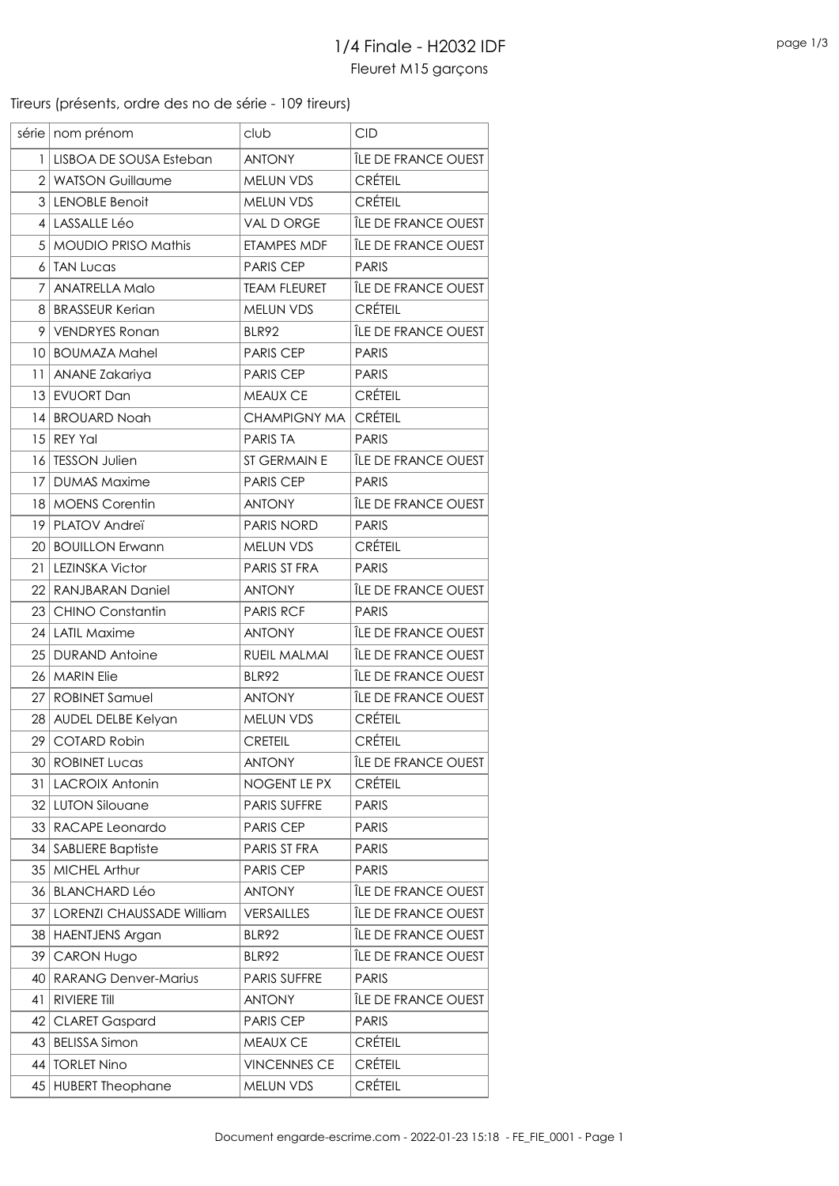# 1/4 Finale - H2032 IDF

Fleuret M15 garçons

Tireurs (présents, ordre des no de série - 109 tireurs)

| série | nom prénom | club | CID |
|---|---|---|---|
| 1 | LISBOA DE SOUSA Esteban | ANTONY | ÎLE DE FRANCE OUEST |
| 2 | WATSON Guillaume | MELUN VDS | CRÉTEIL |
| 3 | LENOBLE Benoit | MELUN VDS | CRÉTEIL |
| 4 | LASSALLE Léo | VAL D ORGE | ÎLE DE FRANCE OUEST |
| 5 | MOUDIO PRISO Mathis | ETAMPES MDF | ÎLE DE FRANCE OUEST |
| 6 | TAN Lucas | PARIS CEP | PARIS |
| 7 | ANATRELLA Malo | TEAM FLEURET | ÎLE DE FRANCE OUEST |
| 8 | BRASSEUR Kerian | MELUN VDS | CRÉTEIL |
| 9 | VENDRYES Ronan | BLR92 | ÎLE DE FRANCE OUEST |
| 10 | BOUMAZA Mahel | PARIS CEP | PARIS |
| 11 | ANANE Zakariya | PARIS CEP | PARIS |
| 13 | EVUORT Dan | MEAUX CE | CRÉTEIL |
| 14 | BROUARD Noah | CHAMPIGNY MA | CRÉTEIL |
| 15 | REY Yal | PARIS TA | PARIS |
| 16 | TESSON Julien | ST GERMAIN E | ÎLE DE FRANCE OUEST |
| 17 | DUMAS Maxime | PARIS CEP | PARIS |
| 18 | MOENS Corentin | ANTONY | ÎLE DE FRANCE OUEST |
| 19 | PLATOV Andreï | PARIS NORD | PARIS |
| 20 | BOUILLON Erwann | MELUN VDS | CRÉTEIL |
| 21 | LEZINSKA Victor | PARIS ST FRA | PARIS |
| 22 | RANJBARAN Daniel | ANTONY | ÎLE DE FRANCE OUEST |
| 23 | CHINO Constantin | PARIS RCF | PARIS |
| 24 | LATIL Maxime | ANTONY | ÎLE DE FRANCE OUEST |
| 25 | DURAND Antoine | RUEIL MALMAI | ÎLE DE FRANCE OUEST |
| 26 | MARIN Elie | BLR92 | ÎLE DE FRANCE OUEST |
| 27 | ROBINET Samuel | ANTONY | ÎLE DE FRANCE OUEST |
| 28 | AUDEL DELBE Kelyan | MELUN VDS | CRÉTEIL |
| 29 | COTARD Robin | CRETEIL | CRÉTEIL |
| 30 | ROBINET Lucas | ANTONY | ÎLE DE FRANCE OUEST |
| 31 | LACROIX Antonin | NOGENT LE PX | CRÉTEIL |
| 32 | LUTON Silouane | PARIS SUFFRE | PARIS |
| 33 | RACAPE Leonardo | PARIS CEP | PARIS |
| 34 | SABLIERE Baptiste | PARIS ST FRA | PARIS |
| 35 | MICHEL Arthur | PARIS CEP | PARIS |
| 36 | BLANCHARD Léo | ANTONY | ÎLE DE FRANCE OUEST |
| 37 | LORENZI CHAUSSADE William | VERSAILLES | ÎLE DE FRANCE OUEST |
| 38 | HAENTJENS Argan | BLR92 | ÎLE DE FRANCE OUEST |
| 39 | CARON Hugo | BLR92 | ÎLE DE FRANCE OUEST |
| 40 | RARANG Denver-Marius | PARIS SUFFRE | PARIS |
| 41 | RIVIERE Till | ANTONY | ÎLE DE FRANCE OUEST |
| 42 | CLARET Gaspard | PARIS CEP | PARIS |
| 43 | BELISSA Simon | MEAUX CE | CRÉTEIL |
| 44 | TORLET Nino | VINCENNES CE | CRÉTEIL |
| 45 | HUBERT Theophane | MELUN VDS | CRÉTEIL |

Document engarde-escrime.com - 2022-01-23 15:18 - FE_FIE_0001 - Page 1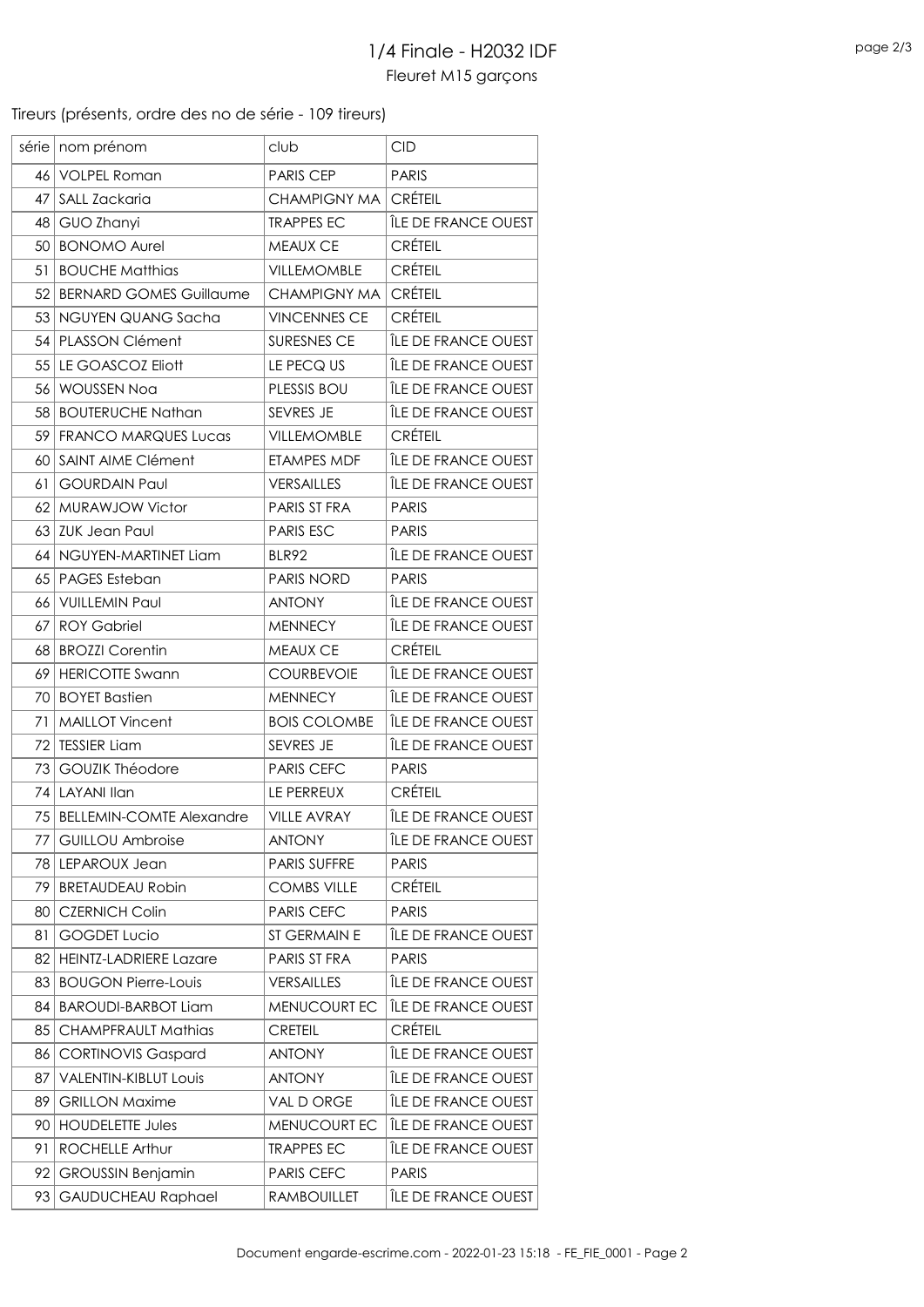# 1/4 Finale - H2032 IDF

Fleuret M15 garçons

Tireurs (présents, ordre des no de série - 109 tireurs)

| série | nom prénom | club | CID |
|---|---|---|---|
| 46 | VOLPEL Roman | PARIS CEP | PARIS |
| 47 | SALL Zackaria | CHAMPIGNY MA | CRÉTEIL |
| 48 | GUO Zhanyi | TRAPPES EC | ÎLE DE FRANCE OUEST |
| 50 | BONOMO Aurel | MEAUX CE | CRÉTEIL |
| 51 | BOUCHE Matthias | VILLEMOMBLE | CRÉTEIL |
| 52 | BERNARD GOMES Guillaume | CHAMPIGNY MA | CRÉTEIL |
| 53 | NGUYEN QUANG Sacha | VINCENNES CE | CRÉTEIL |
| 54 | PLASSON Clément | SURESNES CE | ÎLE DE FRANCE OUEST |
| 55 | LE GOASCOZ Eliott | LE PECQ US | ÎLE DE FRANCE OUEST |
| 56 | WOUSSEN Noa | PLESSIS BOU | ÎLE DE FRANCE OUEST |
| 58 | BOUTERUCHE Nathan | SEVRES JE | ÎLE DE FRANCE OUEST |
| 59 | FRANCO MARQUES Lucas | VILLEMOMBLE | CRÉTEIL |
| 60 | SAINT AIME Clément | ETAMPES MDF | ÎLE DE FRANCE OUEST |
| 61 | GOURDAIN Paul | VERSAILLES | ÎLE DE FRANCE OUEST |
| 62 | MURAWJOW Victor | PARIS ST FRA | PARIS |
| 63 | ZUK Jean Paul | PARIS ESC | PARIS |
| 64 | NGUYEN-MARTINET Liam | BLR92 | ÎLE DE FRANCE OUEST |
| 65 | PAGES Esteban | PARIS NORD | PARIS |
| 66 | VUILLEMIN Paul | ANTONY | ÎLE DE FRANCE OUEST |
| 67 | ROY Gabriel | MENNECY | ÎLE DE FRANCE OUEST |
| 68 | BROZZI Corentin | MEAUX CE | CRÉTEIL |
| 69 | HERICOTTE Swann | COURBEVOIE | ÎLE DE FRANCE OUEST |
| 70 | BOYET Bastien | MENNECY | ÎLE DE FRANCE OUEST |
| 71 | MAILLOT Vincent | BOIS COLOMBE | ÎLE DE FRANCE OUEST |
| 72 | TESSIER Liam | SEVRES JE | ÎLE DE FRANCE OUEST |
| 73 | GOUZIK Théodore | PARIS CEFC | PARIS |
| 74 | LAYANI Ilan | LE PERREUX | CRÉTEIL |
| 75 | BELLEMIN-COMTE Alexandre | VILLE AVRAY | ÎLE DE FRANCE OUEST |
| 77 | GUILLOU Ambroise | ANTONY | ÎLE DE FRANCE OUEST |
| 78 | LEPAROUX Jean | PARIS SUFFRE | PARIS |
| 79 | BRETAUDEAU Robin | COMBS VILLE | CRÉTEIL |
| 80 | CZERNICH Colin | PARIS CEFC | PARIS |
| 81 | GOGDET Lucio | ST GERMAIN E | ÎLE DE FRANCE OUEST |
| 82 | HEINTZ-LADRIERE Lazare | PARIS ST FRA | PARIS |
| 83 | BOUGON Pierre-Louis | VERSAILLES | ÎLE DE FRANCE OUEST |
| 84 | BAROUDI-BARBOT Liam | MENUCOURT EC | ÎLE DE FRANCE OUEST |
| 85 | CHAMPFRAULT Mathias | CRETEIL | CRÉTEIL |
| 86 | CORTINOVIS Gaspard | ANTONY | ÎLE DE FRANCE OUEST |
| 87 | VALENTIN-KIBLUT Louis | ANTONY | ÎLE DE FRANCE OUEST |
| 89 | GRILLON Maxime | VAL D ORGE | ÎLE DE FRANCE OUEST |
| 90 | HOUDELETTE Jules | MENUCOURT EC | ÎLE DE FRANCE OUEST |
| 91 | ROCHELLE Arthur | TRAPPES EC | ÎLE DE FRANCE OUEST |
| 92 | GROUSSIN Benjamin | PARIS CEFC | PARIS |
| 93 | GAUDUCHEAU Raphael | RAMBOUILLET | ÎLE DE FRANCE OUEST |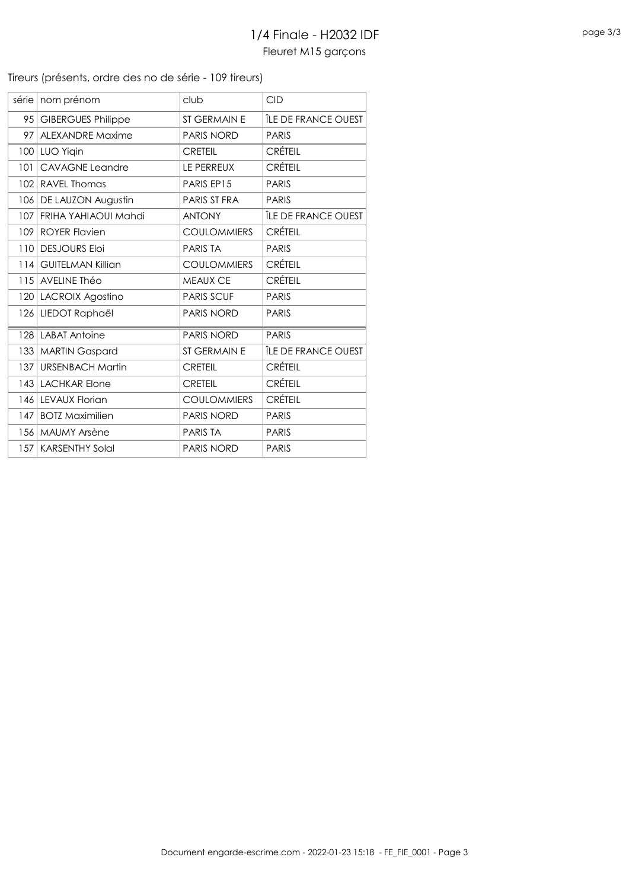# 1/4 Finale - H2032 IDF

Fleuret M15 garçons

Tireurs (présents, ordre des no de série - 109 tireurs)

| série | nom prénom | club | CID |
|---|---|---|---|
| 95 | GIBERGUES Philippe | ST GERMAIN E | ÎLE DE FRANCE OUEST |
| 97 | ALEXANDRE Maxime | PARIS NORD | PARIS |
| 100 | LUO Yiqin | CRETEIL | CRÉTEIL |
| 101 | CAVAGNE Leandre | LE PERREUX | CRÉTEIL |
| 102 | RAVEL Thomas | PARIS EP15 | PARIS |
| 106 | DE LAUZON Augustin | PARIS ST FRA | PARIS |
| 107 | FRIHA YAHIAOUI Mahdi | ANTONY | ÎLE DE FRANCE OUEST |
| 109 | ROYER Flavien | COULOMMIERS | CRÉTEIL |
| 110 | DESJOURS Eloi | PARIS TA | PARIS |
| 114 | GUITELMAN Killian | COULOMMIERS | CRÉTEIL |
| 115 | AVELINE Théo | MEAUX CE | CRÉTEIL |
| 120 | LACROIX Agostino | PARIS SCUF | PARIS |
| 126 | LIEDOT Raphaël | PARIS NORD | PARIS |
| 128 | LABAT Antoine | PARIS NORD | PARIS |
| 133 | MARTIN Gaspard | ST GERMAIN E | ÎLE DE FRANCE OUEST |
| 137 | URSENBACH Martin | CRETEIL | CRÉTEIL |
| 143 | LACHKAR Elone | CRETEIL | CRÉTEIL |
| 146 | LEVAUX Florian | COULOMMIERS | CRÉTEIL |
| 147 | BOTZ Maximilien | PARIS NORD | PARIS |
| 156 | MAUMY Arsène | PARIS TA | PARIS |
| 157 | KARSENTHY Solal | PARIS NORD | PARIS |

Document engarde-escrime.com - 2022-01-23 15:18 - FE_FIE_0001 - Page 3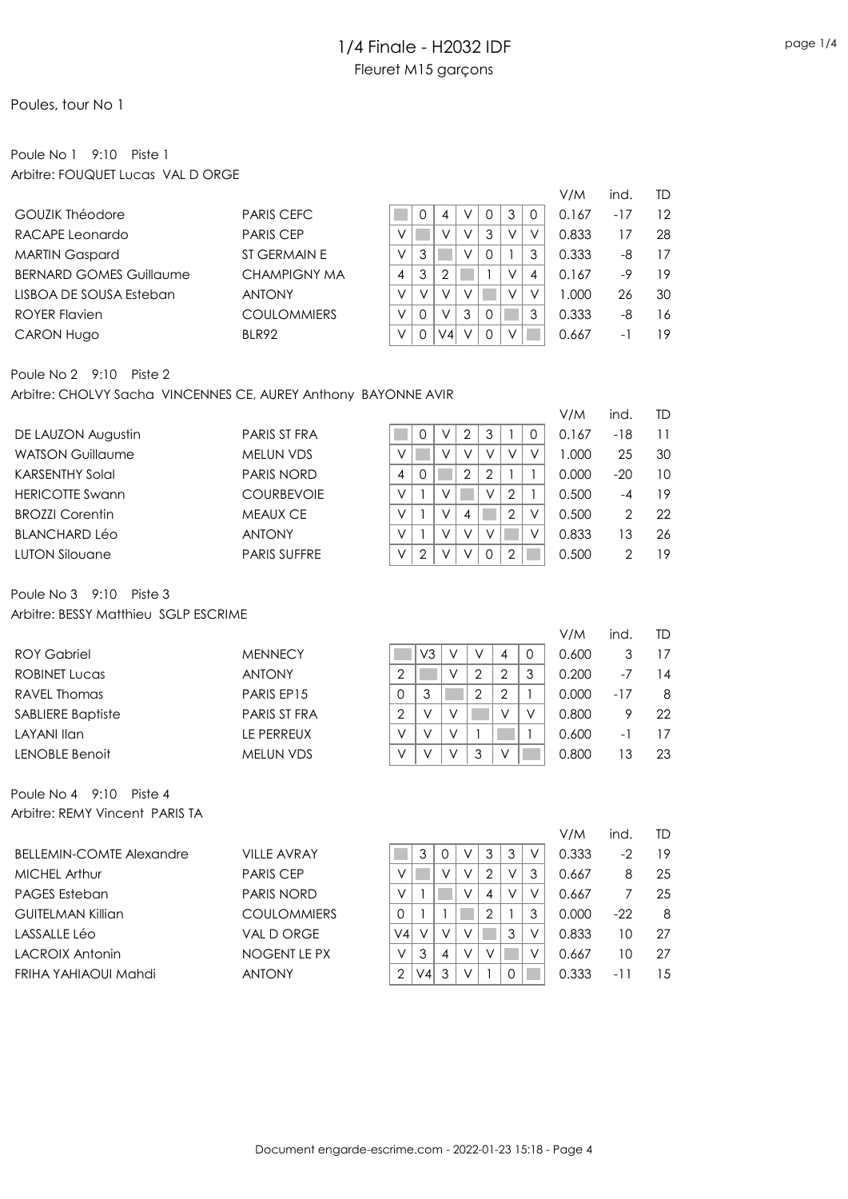# 1/4 Finale - H2032 IDF

Fleuret M15 garçons

Poules, tour No 1

## Poule No 1 9:10 Piste 1

Arbitre: FOUQUET Lucas VAL D ORGE

| Nom | Club | 1 | 2 | 3 | 4 | 5 | 6 | 7 | V/M | ind. | TD |
|---|---|---|---|---|---|---|---|---|---|---|---|
| GOUZIK Théodore | PARIS CEFC | | 0 | 4 | V | 0 | 3 | 0 | 0.167 | -17 | 12 |
| RACAPE Leonardo | PARIS CEP | V | | V | V | 3 | V | V | 0.833 | 17 | 28 |
| MARTIN Gaspard | ST GERMAIN E | V | 3 | | V | 0 | 1 | 3 | 0.333 | -8 | 17 |
| BERNARD GOMES Guillaume | CHAMPIGNY MA | 4 | 3 | 2 | | 1 | V | 4 | 0.167 | -9 | 19 |
| LISBOA DE SOUSA Esteban | ANTONY | V | V | V | V | | V | V | 1.000 | 26 | 30 |
| ROYER Flavien | COULOMMIERS | V | 0 | V | 3 | 0 | | 3 | 0.333 | -8 | 16 |
| CARON Hugo | BLR92 | V | 0 | V4 | V | 0 | V | | 0.667 | -1 | 19 |

## Poule No 2 9:10 Piste 2

Arbitre: CHOLVY Sacha VINCENNES CE, AUREY Anthony BAYONNE AVIR

| Nom | Club | 1 | 2 | 3 | 4 | 5 | 6 | 7 | V/M | ind. | TD |
|---|---|---|---|---|---|---|---|---|---|---|---|
| DE LAUZON Augustin | PARIS ST FRA | | 0 | V | 2 | 3 | 1 | 0 | 0.167 | -18 | 11 |
| WATSON Guillaume | MELUN VDS | V | | V | V | V | V | V | 1.000 | 25 | 30 |
| KARSENTHY Solal | PARIS NORD | 4 | 0 | | 2 | 2 | 1 | 1 | 0.000 | -20 | 10 |
| HERICOTTE Swann | COURBEVOIE | V | 1 | V | | V | 2 | 1 | 0.500 | -4 | 19 |
| BROZZI Corentin | MEAUX CE | V | 1 | V | 4 | | 2 | V | 0.500 | 2 | 22 |
| BLANCHARD Léo | ANTONY | V | 1 | V | V | V | | V | 0.833 | 13 | 26 |
| LUTON Silouane | PARIS SUFFRE | V | 2 | V | V | 0 | 2 | | 0.500 | 2 | 19 |

## Poule No 3 9:10 Piste 3

Arbitre: BESSY Matthieu SGLP ESCRIME

| Nom | Club | 1 | 2 | 3 | 4 | 5 | 6 | V/M | ind. | TD |
|---|---|---|---|---|---|---|---|---|---|---|
| ROY Gabriel | MENNECY | | V3 | V | V | 4 | 0 | 0.600 | 3 | 17 |
| ROBINET Lucas | ANTONY | 2 | | V | 2 | 2 | 3 | 0.200 | -7 | 14 |
| RAVEL Thomas | PARIS EP15 | 0 | 3 | | 2 | 2 | 1 | 0.000 | -17 | 8 |
| SABLIERE Baptiste | PARIS ST FRA | 2 | V | V | | V | V | 0.800 | 9 | 22 |
| LAYANI Ilan | LE PERREUX | V | V | V | 1 | | 1 | 0.600 | -1 | 17 |
| LENOBLE Benoit | MELUN VDS | V | V | V | 3 | V | | 0.800 | 13 | 23 |

## Poule No 4 9:10 Piste 4

Arbitre: REMY Vincent PARIS TA

| Nom | Club | 1 | 2 | 3 | 4 | 5 | 6 | 7 | V/M | ind. | TD |
|---|---|---|---|---|---|---|---|---|---|---|---|
| BELLEMIN-COMTE Alexandre | VILLE AVRAY | | 3 | 0 | V | 3 | 3 | V | 0.333 | -2 | 19 |
| MICHEL Arthur | PARIS CEP | V | | V | V | 2 | V | 3 | 0.667 | 8 | 25 |
| PAGES Esteban | PARIS NORD | V | 1 | | V | 4 | V | V | 0.667 | 7 | 25 |
| GUITELMAN Killian | COULOMMIERS | 0 | 1 | 1 | | 2 | 1 | 3 | 0.000 | -22 | 8 |
| LASSALLE Léo | VAL D ORGE | V4 | V | V | V | | 3 | V | 0.833 | 10 | 27 |
| LACROIX Antonin | NOGENT LE PX | V | 3 | 4 | V | V | | V | 0.667 | 10 | 27 |
| FRIHA YAHIAOUI Mahdi | ANTONY | 2 | V4 | 3 | V | 1 | 0 | | 0.333 | -11 | 15 |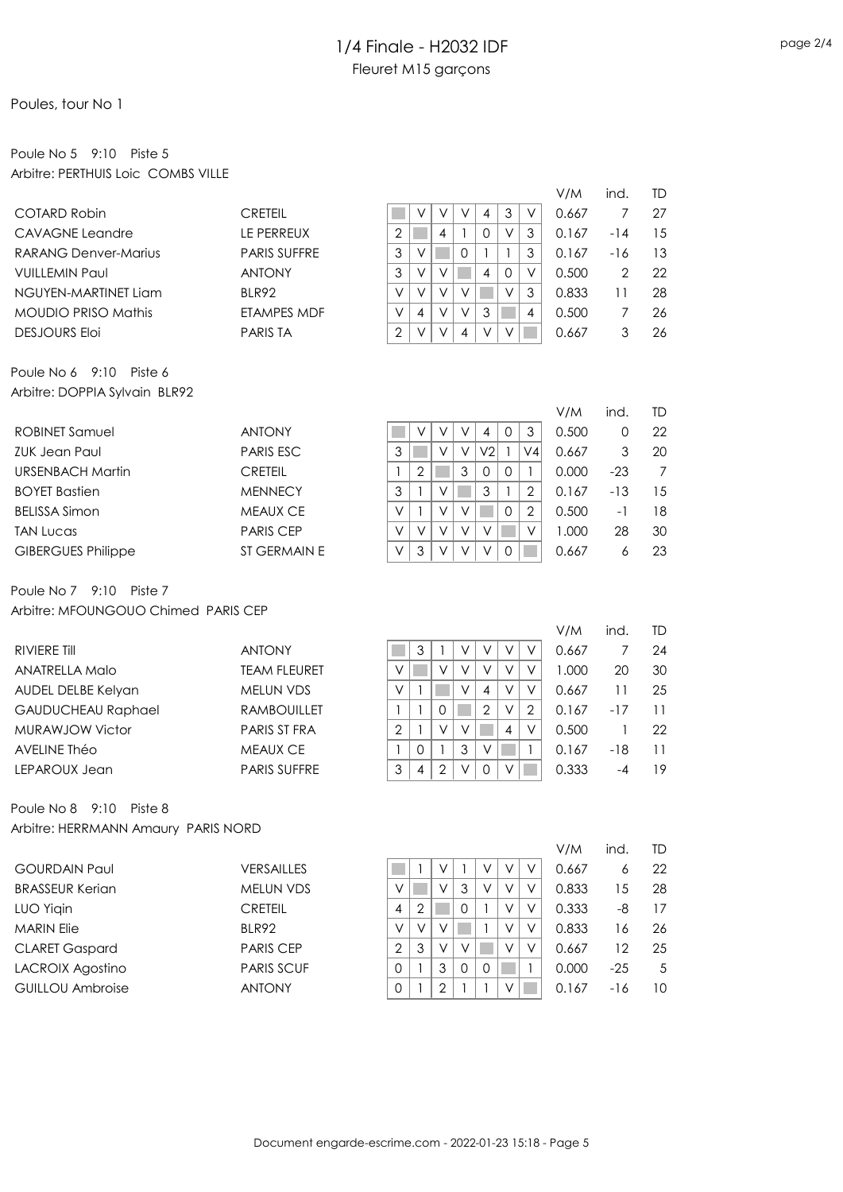# 1/4 Finale - H2032 IDF

## Fleuret M15 garçons

Poules, tour No 1

### Poule No 5 9:10 Piste 5

Arbitre: PERTHUIS Loic COMBS VILLE

| Nom | Club | 1 | 2 | 3 | 4 | 5 | 6 | 7 | V/M | ind. | TD |
|---|---|---|---|---|---|---|---|---|---|---|---|
| COTARD Robin | CRETEIL | | V | V | V | 4 | 3 | V | 0.667 | 7 | 27 |
| CAVAGNE Leandre | LE PERREUX | 2 | | 4 | 1 | 0 | V | 3 | 0.167 | -14 | 15 |
| RARANG Denver-Marius | PARIS SUFFRE | 3 | V | | 0 | 1 | 1 | 3 | 0.167 | -16 | 13 |
| VUILLEMIN Paul | ANTONY | 3 | V | V | | 4 | 0 | V | 0.500 | 2 | 22 |
| NGUYEN-MARTINET Liam | BLR92 | V | V | V | V | | V | 3 | 0.833 | 11 | 28 |
| MOUDIO PRISO Mathis | ETAMPES MDF | V | 4 | V | V | 3 | | 4 | 0.500 | 7 | 26 |
| DESJOURS Eloi | PARIS TA | 2 | V | V | 4 | V | V | | 0.667 | 3 | 26 |

### Poule No 6 9:10 Piste 6

Arbitre: DOPPIA Sylvain BLR92

| Nom | Club | 1 | 2 | 3 | 4 | 5 | 6 | 7 | V/M | ind. | TD |
|---|---|---|---|---|---|---|---|---|---|---|---|
| ROBINET Samuel | ANTONY | | V | V | V | 4 | 0 | 3 | 0.500 | 0 | 22 |
| ZUK Jean Paul | PARIS ESC | 3 | | V | V | V2 | 1 | V4 | 0.667 | 3 | 20 |
| URSENBACH Martin | CRETEIL | 1 | 2 | | 3 | 0 | 0 | 1 | 0.000 | -23 | 7 |
| BOYET Bastien | MENNECY | 3 | 1 | V | | 3 | 1 | 2 | 0.167 | -13 | 15 |
| BELISSA Simon | MEAUX CE | V | 1 | V | V | | 0 | 2 | 0.500 | -1 | 18 |
| TAN Lucas | PARIS CEP | V | V | V | V | V | | V | 1.000 | 28 | 30 |
| GIBERGUES Philippe | ST GERMAIN E | V | 3 | V | V | V | 0 | | 0.667 | 6 | 23 |

### Poule No 7 9:10 Piste 7

Arbitre: MFOUNGOUO Chimed PARIS CEP

| Nom | Club | 1 | 2 | 3 | 4 | 5 | 6 | 7 | V/M | ind. | TD |
|---|---|---|---|---|---|---|---|---|---|---|---|
| RIVIERE Till | ANTONY | | 3 | 1 | V | V | V | V | 0.667 | 7 | 24 |
| ANATRELLA Malo | TEAM FLEURET | V | | V | V | V | V | V | 1.000 | 20 | 30 |
| AUDEL DELBE Kelyan | MELUN VDS | V | 1 | | V | 4 | V | V | 0.667 | 11 | 25 |
| GAUDUCHEAU Raphael | RAMBOUILLET | 1 | 1 | 0 | | 2 | V | 2 | 0.167 | -17 | 11 |
| MURAWJOW Victor | PARIS ST FRA | 2 | 1 | V | V | | 4 | V | 0.500 | 1 | 22 |
| AVELINE Théo | MEAUX CE | 1 | 0 | 1 | 3 | V | | 1 | 0.167 | -18 | 11 |
| LEPAROUX Jean | PARIS SUFFRE | 3 | 4 | 2 | V | 0 | V | | 0.333 | -4 | 19 |

### Poule No 8 9:10 Piste 8

Arbitre: HERRMANN Amaury PARIS NORD

| Nom | Club | 1 | 2 | 3 | 4 | 5 | 6 | 7 | V/M | ind. | TD |
|---|---|---|---|---|---|---|---|---|---|---|---|
| GOURDAIN Paul | VERSAILLES | | 1 | V | 1 | V | V | V | 0.667 | 6 | 22 |
| BRASSEUR Kerian | MELUN VDS | V | | V | 3 | V | V | V | 0.833 | 15 | 28 |
| LUO Yiqin | CRETEIL | 4 | 2 | | 0 | 1 | V | V | 0.333 | -8 | 17 |
| MARIN Elie | BLR92 | V | V | V | | 1 | V | V | 0.833 | 16 | 26 |
| CLARET Gaspard | PARIS CEP | 2 | 3 | V | V | | V | V | 0.667 | 12 | 25 |
| LACROIX Agostino | PARIS SCUF | 0 | 1 | 3 | 0 | 0 | | 1 | 0.000 | -25 | 5 |
| GUILLOU Ambroise | ANTONY | 0 | 1 | 2 | 1 | 1 | V | | 0.167 | -16 | 10 |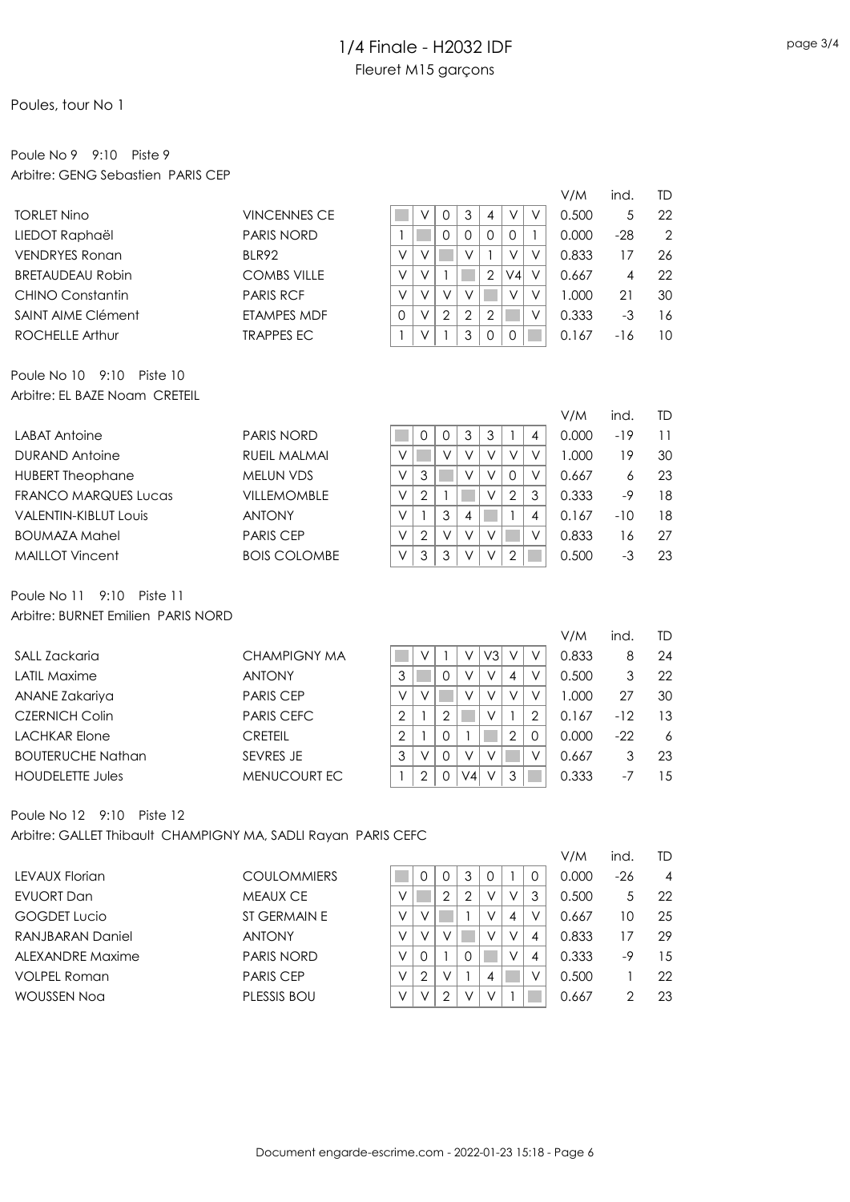# 1/4 Finale - H2032 IDF

Fleuret M15 garçons

## Poules, tour No 1

### Poule No 9 9:10 Piste 9

Arbitre: GENG Sebastien PARIS CEP

| | | | | | | | | | V/M | ind. | TD |
|---|---|---|---|---|---|---|---|---|---|---|---|
| TORLET Nino | VINCENNES CE | | V | 0 | 3 | 4 | V | V | 0.500 | 5 | 22 |
| LIEDOT Raphaël | PARIS NORD | 1 | | 0 | 0 | 0 | 0 | 1 | 0.000 | -28 | 2 |
| VENDRYES Ronan | BLR92 | V | V | | V | 1 | V | V | 0.833 | 17 | 26 |
| BRETAUDEAU Robin | COMBS VILLE | V | V | 1 | | 2 | V4 | V | 0.667 | 4 | 22 |
| CHINO Constantin | PARIS RCF | V | V | V | V | | V | V | 1.000 | 21 | 30 |
| SAINT AIME Clément | ETAMPES MDF | 0 | V | 2 | 2 | 2 | | V | 0.333 | -3 | 16 |
| ROCHELLE Arthur | TRAPPES EC | 1 | V | 1 | 3 | 0 | 0 | | 0.167 | -16 | 10 |

### Poule No 10 9:10 Piste 10

Arbitre: EL BAZE Noam CRETEIL

| | | | | | | | | | V/M | ind. | TD |
|---|---|---|---|---|---|---|---|---|---|---|---|
| LABAT Antoine | PARIS NORD | | 0 | 0 | 3 | 3 | 1 | 4 | 0.000 | -19 | 11 |
| DURAND Antoine | RUEIL MALMAI | V | | V | V | V | V | V | 1.000 | 19 | 30 |
| HUBERT Theophane | MELUN VDS | V | 3 | | V | V | 0 | V | 0.667 | 6 | 23 |
| FRANCO MARQUES Lucas | VILLEMOMBLE | V | 2 | 1 | | V | 2 | 3 | 0.333 | -9 | 18 |
| VALENTIN-KIBLUT Louis | ANTONY | V | 1 | 3 | 4 | | 1 | 4 | 0.167 | -10 | 18 |
| BOUMAZA Mahel | PARIS CEP | V | 2 | V | V | V | | V | 0.833 | 16 | 27 |
| MAILLOT Vincent | BOIS COLOMBE | V | 3 | 3 | V | V | 2 | | 0.500 | -3 | 23 |

### Poule No 11 9:10 Piste 11

Arbitre: BURNET Emilien PARIS NORD

| | | | | | | | | | V/M | ind. | TD |
|---|---|---|---|---|---|---|---|---|---|---|---|
| SALL Zackaria | CHAMPIGNY MA | | V | 1 | V | V3 | V | V | 0.833 | 8 | 24 |
| LATIL Maxime | ANTONY | 3 | | 0 | V | V | 4 | V | 0.500 | 3 | 22 |
| ANANE Zakariya | PARIS CEP | V | V | | V | V | V | V | 1.000 | 27 | 30 |
| CZERNICH Colin | PARIS CEFC | 2 | 1 | 2 | | V | 1 | 2 | 0.167 | -12 | 13 |
| LACHKAR Elone | CRETEIL | 2 | 1 | 0 | 1 | | 2 | 0 | 0.000 | -22 | 6 |
| BOUTERUCHE Nathan | SEVRES JE | 3 | V | 0 | V | V | | V | 0.667 | 3 | 23 |
| HOUDELETTE Jules | MENUCOURT EC | 1 | 2 | 0 | V4 | V | 3 | | 0.333 | -7 | 15 |

### Poule No 12 9:10 Piste 12

Arbitre: GALLET Thibault CHAMPIGNY MA, SADLI Rayan PARIS CEFC

| | | | | | | | | | V/M | ind. | TD |
|---|---|---|---|---|---|---|---|---|---|---|---|
| LEVAUX Florian | COULOMMIERS | | 0 | 0 | 3 | 0 | 1 | 0 | 0.000 | -26 | 4 |
| EVUORT Dan | MEAUX CE | V | | 2 | 2 | V | V | 3 | 0.500 | 5 | 22 |
| GOGDET Lucio | ST GERMAIN E | V | V | | 1 | V | 4 | V | 0.667 | 10 | 25 |
| RANJBARAN Daniel | ANTONY | V | V | V | | V | V | 4 | 0.833 | 17 | 29 |
| ALEXANDRE Maxime | PARIS NORD | V | 0 | 1 | 0 | | V | 4 | 0.333 | -9 | 15 |
| VOLPEL Roman | PARIS CEP | V | 2 | V | 1 | 4 | | V | 0.500 | 1 | 22 |
| WOUSSEN Noa | PLESSIS BOU | V | V | 2 | V | V | 1 | | 0.667 | 2 | 23 |

Document engarde-escrime.com - 2022-01-23 15:18 - Page 6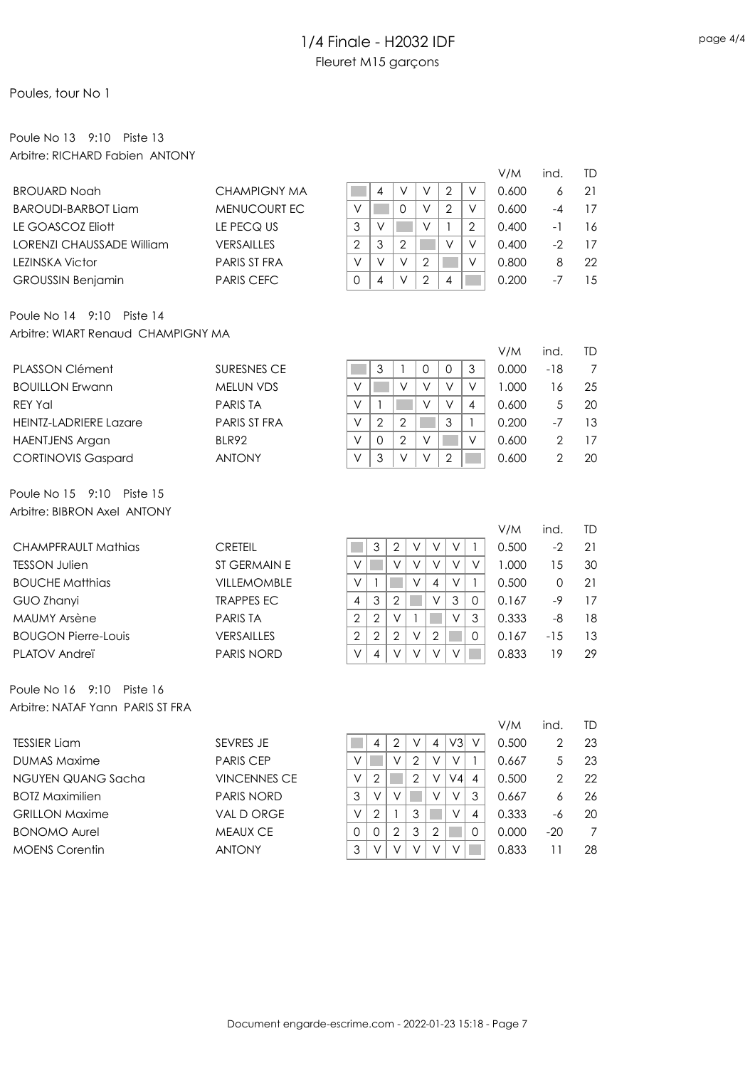# 1/4 Finale - H2032 IDF

Fleuret M15 garçons

Poules, tour No 1

Poule No 13 9:10 Piste 13

Arbitre: RICHARD Fabien ANTONY

| | | 1 | 2 | 3 | 4 | 5 | 6 | V/M | ind. | TD |
|---|---|---|---|---|---|---|---|---|---|---|
| BROUARD Noah | CHAMPIGNY MA | | 4 | V | V | 2 | V | 0.600 | 6 | 21 |
| BAROUDI-BARBOT Liam | MENUCOURT EC | V | | 0 | V | 2 | V | 0.600 | -4 | 17 |
| LE GOASCOZ Eliott | LE PECQ US | 3 | V | | V | 1 | 2 | 0.400 | -1 | 16 |
| LORENZI CHAUSSADE William | VERSAILLES | 2 | 3 | 2 | | V | V | 0.400 | -2 | 17 |
| LEZINSKA Victor | PARIS ST FRA | V | V | V | 2 | | V | 0.800 | 8 | 22 |
| GROUSSIN Benjamin | PARIS CEFC | 0 | 4 | V | 2 | 4 | | 0.200 | -7 | 15 |

Poule No 14 9:10 Piste 14

Arbitre: WIART Renaud CHAMPIGNY MA

| | | 1 | 2 | 3 | 4 | 5 | 6 | V/M | ind. | TD |
|---|---|---|---|---|---|---|---|---|---|---|
| PLASSON Clément | SURESNES CE | | 3 | 1 | 0 | 0 | 3 | 0.000 | -18 | 7 |
| BOUILLON Erwann | MELUN VDS | V | | V | V | V | V | 1.000 | 16 | 25 |
| REY Yal | PARIS TA | V | 1 | | V | V | 4 | 0.600 | 5 | 20 |
| HEINTZ-LADRIERE Lazare | PARIS ST FRA | V | 2 | 2 | | 3 | 1 | 0.200 | -7 | 13 |
| HAENTJENS Argan | BLR92 | V | 0 | 2 | V | | V | 0.600 | 2 | 17 |
| CORTINOVIS Gaspard | ANTONY | V | 3 | V | V | 2 | | 0.600 | 2 | 20 |

Poule No 15 9:10 Piste 15

Arbitre: BIBRON Axel ANTONY

| | | 1 | 2 | 3 | 4 | 5 | 6 | 7 | V/M | ind. | TD |
|---|---|---|---|---|---|---|---|---|---|---|---|
| CHAMPFRAULT Mathias | CRETEIL | | 3 | 2 | V | V | V | 1 | 0.500 | -2 | 21 |
| TESSON Julien | ST GERMAIN E | V | | V | V | V | V | V | 1.000 | 15 | 30 |
| BOUCHE Matthias | VILLEMOMBLE | V | 1 | | V | 4 | V | 1 | 0.500 | 0 | 21 |
| GUO Zhanyi | TRAPPES EC | 4 | 3 | 2 | | V | 3 | 0 | 0.167 | -9 | 17 |
| MAUMY Arsène | PARIS TA | 2 | 2 | V | 1 | | V | 3 | 0.333 | -8 | 18 |
| BOUGON Pierre-Louis | VERSAILLES | 2 | 2 | 2 | V | 2 | | 0 | 0.167 | -15 | 13 |
| PLATOV Andreï | PARIS NORD | V | 4 | V | V | V | V | | 0.833 | 19 | 29 |

Poule No 16 9:10 Piste 16

Arbitre: NATAF Yann PARIS ST FRA

| | | 1 | 2 | 3 | 4 | 5 | 6 | 7 | V/M | ind. | TD |
|---|---|---|---|---|---|---|---|---|---|---|---|
| TESSIER Liam | SEVRES JE | | 4 | 2 | V | 4 | V3 | V | 0.500 | 2 | 23 |
| DUMAS Maxime | PARIS CEP | V | | V | 2 | V | V | 1 | 0.667 | 5 | 23 |
| NGUYEN QUANG Sacha | VINCENNES CE | V | 2 | | 2 | V | V4 | 4 | 0.500 | 2 | 22 |
| BOTZ Maximilien | PARIS NORD | 3 | V | V | | V | V | 3 | 0.667 | 6 | 26 |
| GRILLON Maxime | VAL D ORGE | V | 2 | 1 | 3 | | V | 4 | 0.333 | -6 | 20 |
| BONOMO Aurel | MEAUX CE | 0 | 0 | 2 | 3 | 2 | | 0 | 0.000 | -20 | 7 |
| MOENS Corentin | ANTONY | 3 | V | V | V | V | V | | 0.833 | 11 | 28 |

Document engarde-escrime.com - 2022-01-23 15:18 - Page 7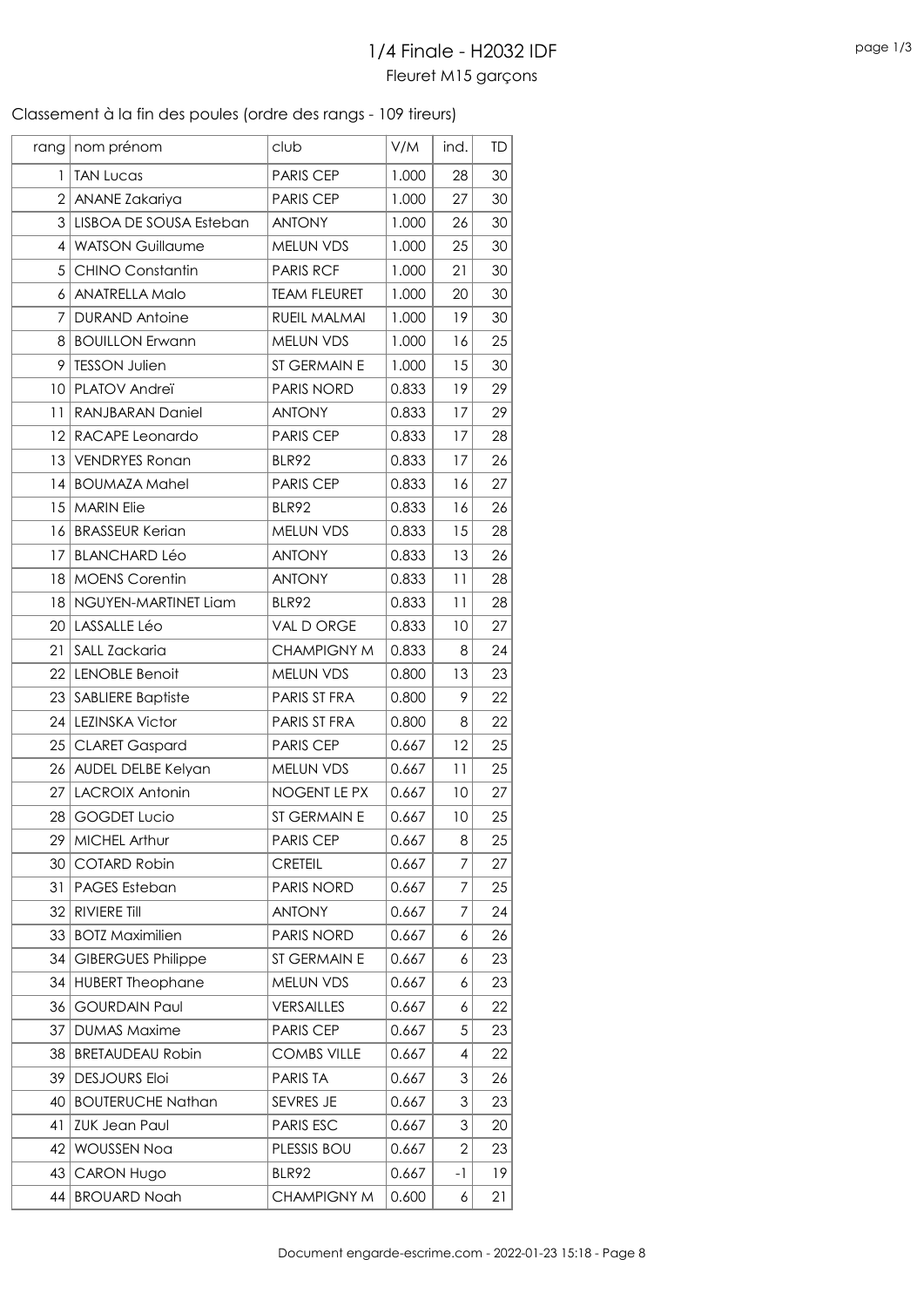# 1/4 Finale - H2032 IDF

## Fleuret M15 garçons

Classement à la fin des poules (ordre des rangs - 109 tireurs)

| rang | nom prénom | club | V/M | ind. | TD |
|---|---|---|---|---|---|
| 1 | TAN Lucas | PARIS CEP | 1.000 | 28 | 30 |
| 2 | ANANE Zakariya | PARIS CEP | 1.000 | 27 | 30 |
| 3 | LISBOA DE SOUSA Esteban | ANTONY | 1.000 | 26 | 30 |
| 4 | WATSON Guillaume | MELUN VDS | 1.000 | 25 | 30 |
| 5 | CHINO Constantin | PARIS RCF | 1.000 | 21 | 30 |
| 6 | ANATRELLA Malo | TEAM FLEURET | 1.000 | 20 | 30 |
| 7 | DURAND Antoine | RUEIL MALMAI | 1.000 | 19 | 30 |
| 8 | BOUILLON Erwann | MELUN VDS | 1.000 | 16 | 25 |
| 9 | TESSON Julien | ST GERMAIN E | 1.000 | 15 | 30 |
| 10 | PLATOV Andreï | PARIS NORD | 0.833 | 19 | 29 |
| 11 | RANJBARAN Daniel | ANTONY | 0.833 | 17 | 29 |
| 12 | RACAPE Leonardo | PARIS CEP | 0.833 | 17 | 28 |
| 13 | VENDRYES Ronan | BLR92 | 0.833 | 17 | 26 |
| 14 | BOUMAZA Mahel | PARIS CEP | 0.833 | 16 | 27 |
| 15 | MARIN Elie | BLR92 | 0.833 | 16 | 26 |
| 16 | BRASSEUR Kerian | MELUN VDS | 0.833 | 15 | 28 |
| 17 | BLANCHARD Léo | ANTONY | 0.833 | 13 | 26 |
| 18 | MOENS Corentin | ANTONY | 0.833 | 11 | 28 |
| 18 | NGUYEN-MARTINET Liam | BLR92 | 0.833 | 11 | 28 |
| 20 | LASSALLE Léo | VAL D ORGE | 0.833 | 10 | 27 |
| 21 | SALL Zackaria | CHAMPIGNY M | 0.833 | 8 | 24 |
| 22 | LENOBLE Benoit | MELUN VDS | 0.800 | 13 | 23 |
| 23 | SABLIERE Baptiste | PARIS ST FRA | 0.800 | 9 | 22 |
| 24 | LEZINSKA Victor | PARIS ST FRA | 0.800 | 8 | 22 |
| 25 | CLARET Gaspard | PARIS CEP | 0.667 | 12 | 25 |
| 26 | AUDEL DELBE Kelyan | MELUN VDS | 0.667 | 11 | 25 |
| 27 | LACROIX Antonin | NOGENT LE PX | 0.667 | 10 | 27 |
| 28 | GOGDET Lucio | ST GERMAIN E | 0.667 | 10 | 25 |
| 29 | MICHEL Arthur | PARIS CEP | 0.667 | 8 | 25 |
| 30 | COTARD Robin | CRETEIL | 0.667 | 7 | 27 |
| 31 | PAGES Esteban | PARIS NORD | 0.667 | 7 | 25 |
| 32 | RIVIERE Till | ANTONY | 0.667 | 7 | 24 |
| 33 | BOTZ Maximilien | PARIS NORD | 0.667 | 6 | 26 |
| 34 | GIBERGUES Philippe | ST GERMAIN E | 0.667 | 6 | 23 |
| 34 | HUBERT Theophane | MELUN VDS | 0.667 | 6 | 23 |
| 36 | GOURDAIN Paul | VERSAILLES | 0.667 | 6 | 22 |
| 37 | DUMAS Maxime | PARIS CEP | 0.667 | 5 | 23 |
| 38 | BRETAUDEAU Robin | COMBS VILLE | 0.667 | 4 | 22 |
| 39 | DESJOURS Eloi | PARIS TA | 0.667 | 3 | 26 |
| 40 | BOUTERUCHE Nathan | SEVRES JE | 0.667 | 3 | 23 |
| 41 | ZUK Jean Paul | PARIS ESC | 0.667 | 3 | 20 |
| 42 | WOUSSEN Noa | PLESSIS BOU | 0.667 | 2 | 23 |
| 43 | CARON Hugo | BLR92 | 0.667 | -1 | 19 |
| 44 | BROUARD Noah | CHAMPIGNY M | 0.600 | 6 | 21 |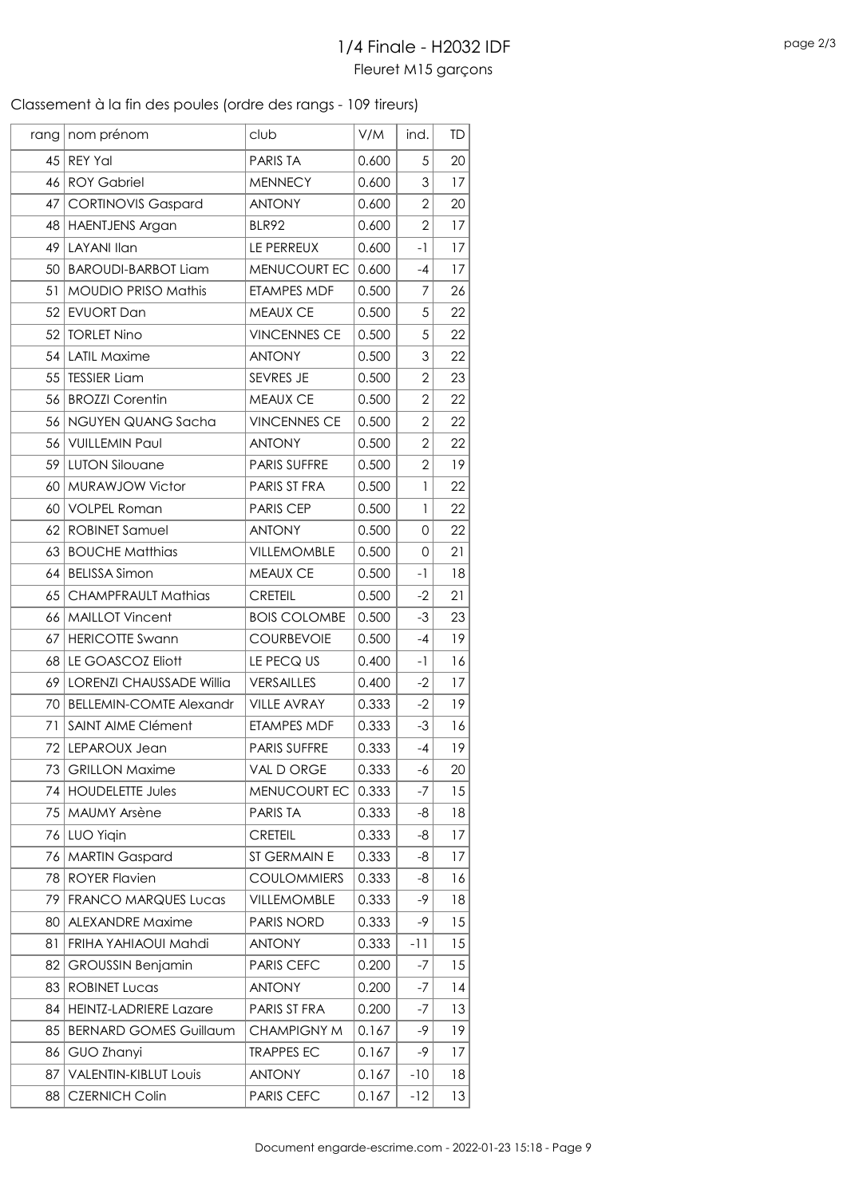# 1/4 Finale - H2032 IDF

Fleuret M15 garçons

Classement à la fin des poules (ordre des rangs - 109 tireurs)

| rang | nom prénom | club | V/M | ind. | TD |
|---|---|---|---|---|---|
| 45 | REY Yal | PARIS TA | 0.600 | 5 | 20 |
| 46 | ROY Gabriel | MENNECY | 0.600 | 3 | 17 |
| 47 | CORTINOVIS Gaspard | ANTONY | 0.600 | 2 | 20 |
| 48 | HAENTJENS Argan | BLR92 | 0.600 | 2 | 17 |
| 49 | LAYANI Ilan | LE PERREUX | 0.600 | -1 | 17 |
| 50 | BAROUDI-BARBOT Liam | MENUCOURT EC | 0.600 | -4 | 17 |
| 51 | MOUDIO PRISO Mathis | ETAMPES MDF | 0.500 | 7 | 26 |
| 52 | EVUORT Dan | MEAUX CE | 0.500 | 5 | 22 |
| 52 | TORLET Nino | VINCENNES CE | 0.500 | 5 | 22 |
| 54 | LATIL Maxime | ANTONY | 0.500 | 3 | 22 |
| 55 | TESSIER Liam | SEVRES JE | 0.500 | 2 | 23 |
| 56 | BROZZI Corentin | MEAUX CE | 0.500 | 2 | 22 |
| 56 | NGUYEN QUANG Sacha | VINCENNES CE | 0.500 | 2 | 22 |
| 56 | VUILLEMIN Paul | ANTONY | 0.500 | 2 | 22 |
| 59 | LUTON Silouane | PARIS SUFFRE | 0.500 | 2 | 19 |
| 60 | MURAWJOW Victor | PARIS ST FRA | 0.500 | 1 | 22 |
| 60 | VOLPEL Roman | PARIS CEP | 0.500 | 1 | 22 |
| 62 | ROBINET Samuel | ANTONY | 0.500 | 0 | 22 |
| 63 | BOUCHE Matthias | VILLEMOMBLE | 0.500 | 0 | 21 |
| 64 | BELISSA Simon | MEAUX CE | 0.500 | -1 | 18 |
| 65 | CHAMPFRAULT Mathias | CRETEIL | 0.500 | -2 | 21 |
| 66 | MAILLOT Vincent | BOIS COLOMBE | 0.500 | -3 | 23 |
| 67 | HERICOTTE Swann | COURBEVOIE | 0.500 | -4 | 19 |
| 68 | LE GOASCOZ Eliott | LE PECQ US | 0.400 | -1 | 16 |
| 69 | LORENZI CHAUSSADE Willia | VERSAILLES | 0.400 | -2 | 17 |
| 70 | BELLEMIN-COMTE Alexandr | VILLE AVRAY | 0.333 | -2 | 19 |
| 71 | SAINT AIME Clément | ETAMPES MDF | 0.333 | -3 | 16 |
| 72 | LEPAROUX Jean | PARIS SUFFRE | 0.333 | -4 | 19 |
| 73 | GRILLON Maxime | VAL D ORGE | 0.333 | -6 | 20 |
| 74 | HOUDELETTE Jules | MENUCOURT EC | 0.333 | -7 | 15 |
| 75 | MAUMY Arsène | PARIS TA | 0.333 | -8 | 18 |
| 76 | LUO Yiqin | CRETEIL | 0.333 | -8 | 17 |
| 76 | MARTIN Gaspard | ST GERMAIN E | 0.333 | -8 | 17 |
| 78 | ROYER Flavien | COULOMMIERS | 0.333 | -8 | 16 |
| 79 | FRANCO MARQUES Lucas | VILLEMOMBLE | 0.333 | -9 | 18 |
| 80 | ALEXANDRE Maxime | PARIS NORD | 0.333 | -9 | 15 |
| 81 | FRIHA YAHIAOUI Mahdi | ANTONY | 0.333 | -11 | 15 |
| 82 | GROUSSIN Benjamin | PARIS CEFC | 0.200 | -7 | 15 |
| 83 | ROBINET Lucas | ANTONY | 0.200 | -7 | 14 |
| 84 | HEINTZ-LADRIERE Lazare | PARIS ST FRA | 0.200 | -7 | 13 |
| 85 | BERNARD GOMES Guillaum | CHAMPIGNY M | 0.167 | -9 | 19 |
| 86 | GUO Zhanyi | TRAPPES EC | 0.167 | -9 | 17 |
| 87 | VALENTIN-KIBLUT Louis | ANTONY | 0.167 | -10 | 18 |
| 88 | CZERNICH Colin | PARIS CEFC | 0.167 | -12 | 13 |

Document engarde-escrime.com - 2022-01-23 15:18 - Page 9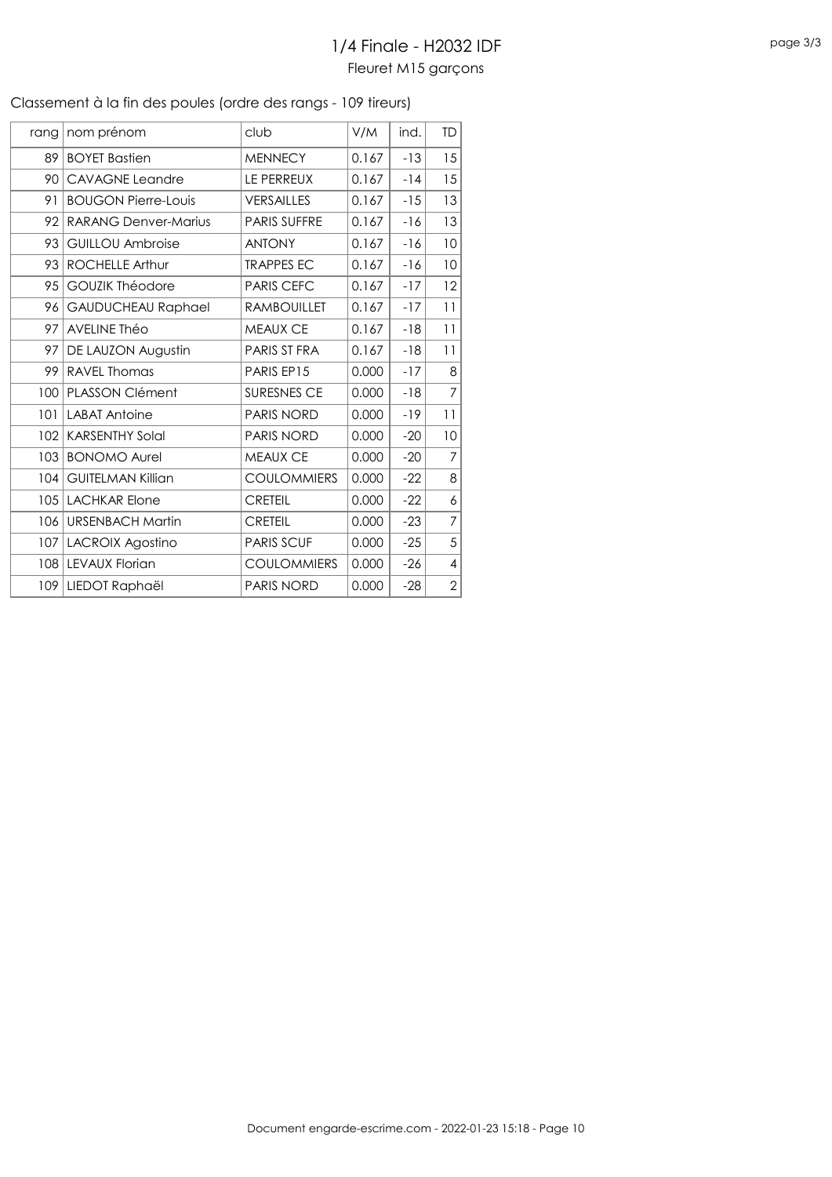# 1/4 Finale - H2032 IDF

## Fleuret M15 garçons

Classement à la fin des poules (ordre des rangs - 109 tireurs)

| rang | nom prénom | club | V/M | ind. | TD |
|---|---|---|---|---|---|
| 89 | BOYET Bastien | MENNECY | 0.167 | -13 | 15 |
| 90 | CAVAGNE Leandre | LE PERREUX | 0.167 | -14 | 15 |
| 91 | BOUGON Pierre-Louis | VERSAILLES | 0.167 | -15 | 13 |
| 92 | RARANG Denver-Marius | PARIS SUFFRE | 0.167 | -16 | 13 |
| 93 | GUILLOU Ambroise | ANTONY | 0.167 | -16 | 10 |
| 93 | ROCHELLE Arthur | TRAPPES EC | 0.167 | -16 | 10 |
| 95 | GOUZIK Théodore | PARIS CEFC | 0.167 | -17 | 12 |
| 96 | GAUDUCHEAU Raphael | RAMBOUILLET | 0.167 | -17 | 11 |
| 97 | AVELINE Théo | MEAUX CE | 0.167 | -18 | 11 |
| 97 | DE LAUZON Augustin | PARIS ST FRA | 0.167 | -18 | 11 |
| 99 | RAVEL Thomas | PARIS EP15 | 0.000 | -17 | 8 |
| 100 | PLASSON Clément | SURESNES CE | 0.000 | -18 | 7 |
| 101 | LABAT Antoine | PARIS NORD | 0.000 | -19 | 11 |
| 102 | KARSENTHY Solal | PARIS NORD | 0.000 | -20 | 10 |
| 103 | BONOMO Aurel | MEAUX CE | 0.000 | -20 | 7 |
| 104 | GUITELMAN Killian | COULOMMIERS | 0.000 | -22 | 8 |
| 105 | LACHKAR Elone | CRETEIL | 0.000 | -22 | 6 |
| 106 | URSENBACH Martin | CRETEIL | 0.000 | -23 | 7 |
| 107 | LACROIX Agostino | PARIS SCUF | 0.000 | -25 | 5 |
| 108 | LEVAUX Florian | COULOMMIERS | 0.000 | -26 | 4 |
| 109 | LIEDOT Raphaël | PARIS NORD | 0.000 | -28 | 2 |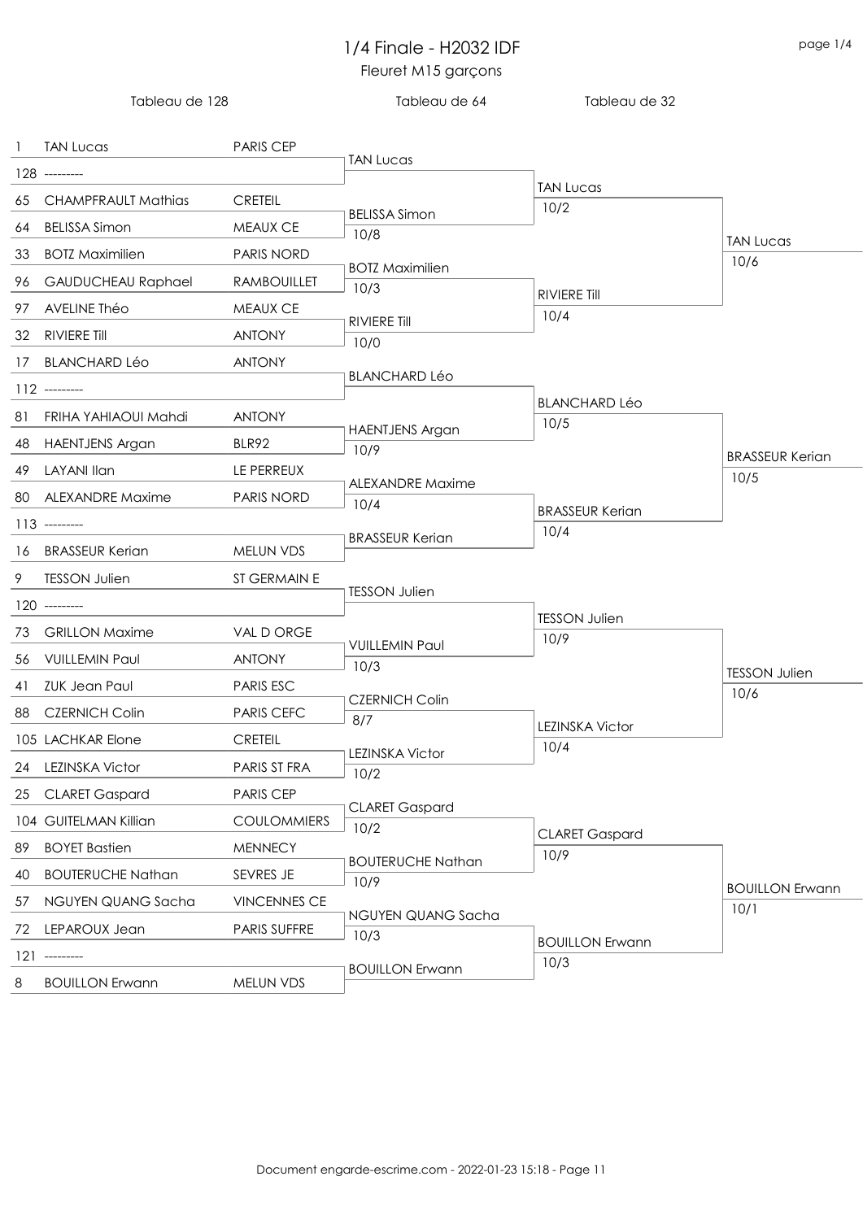# 1/4 Finale - H2032 IDF

Fleuret M15 garçons

| Tableau de 128 | | | Tableau de 64 | Tableau de 32 | |
|---|---|---|---|---|---|
| 1 | TAN Lucas | PARIS CEP | TAN Lucas | TAN Lucas 10/2 | TAN Lucas 10/6 |
| 128 | --------- | | | | |
| 65 | CHAMPFRAULT Mathias | CRETEIL | BELISSA Simon 10/8 | | |
| 64 | BELISSA Simon | MEAUX CE | | | |
| 33 | BOTZ Maximilien | PARIS NORD | BOTZ Maximilien 10/3 | RIVIERE Till 10/4 | |
| 96 | GAUDUCHEAU Raphael | RAMBOUILLET | | | |
| 97 | AVELINE Théo | MEAUX CE | RIVIERE Till 10/0 | | |
| 32 | RIVIERE Till | ANTONY | | | |
| 17 | BLANCHARD Léo | ANTONY | BLANCHARD Léo | BLANCHARD Léo 10/5 | BRASSEUR Kerian 10/5 |
| 112 | --------- | | | | |
| 81 | FRIHA YAHIAOUI Mahdi | ANTONY | HAENTJENS Argan 10/9 | | |
| 48 | HAENTJENS Argan | BLR92 | | | |
| 49 | LAYANI Ilan | LE PERREUX | ALEXANDRE Maxime 10/4 | BRASSEUR Kerian 10/4 | |
| 80 | ALEXANDRE Maxime | PARIS NORD | | | |
| 113 | --------- | | BRASSEUR Kerian | | |
| 16 | BRASSEUR Kerian | MELUN VDS | | | |
| 9 | TESSON Julien | ST GERMAIN E | TESSON Julien | TESSON Julien 10/9 | TESSON Julien 10/6 |
| 120 | --------- | | | | |
| 73 | GRILLON Maxime | VAL D ORGE | VUILLEMIN Paul 10/3 | | |
| 56 | VUILLEMIN Paul | ANTONY | | | |
| 41 | ZUK Jean Paul | PARIS ESC | CZERNICH Colin 8/7 | LEZINSKA Victor 10/4 | |
| 88 | CZERNICH Colin | PARIS CEFC | | | |
| 105 | LACHKAR Elone | CRETEIL | LEZINSKA Victor 10/2 | | |
| 24 | LEZINSKA Victor | PARIS ST FRA | | | |
| 25 | CLARET Gaspard | PARIS CEP | CLARET Gaspard 10/2 | CLARET Gaspard 10/9 | BOUILLON Erwann 10/1 |
| 104 | GUITELMAN Killian | COULOMMIERS | | | |
| 89 | BOYET Bastien | MENNECY | BOUTERUCHE Nathan 10/9 | | |
| 40 | BOUTERUCHE Nathan | SEVRES JE | | | |
| 57 | NGUYEN QUANG Sacha | VINCENNES CE | NGUYEN QUANG Sacha 10/3 | BOUILLON Erwann 10/3 | |
| 72 | LEPAROUX Jean | PARIS SUFFRE | | | |
| 121 | --------- | | BOUILLON Erwann | | |
| 8 | BOUILLON Erwann | MELUN VDS | | | |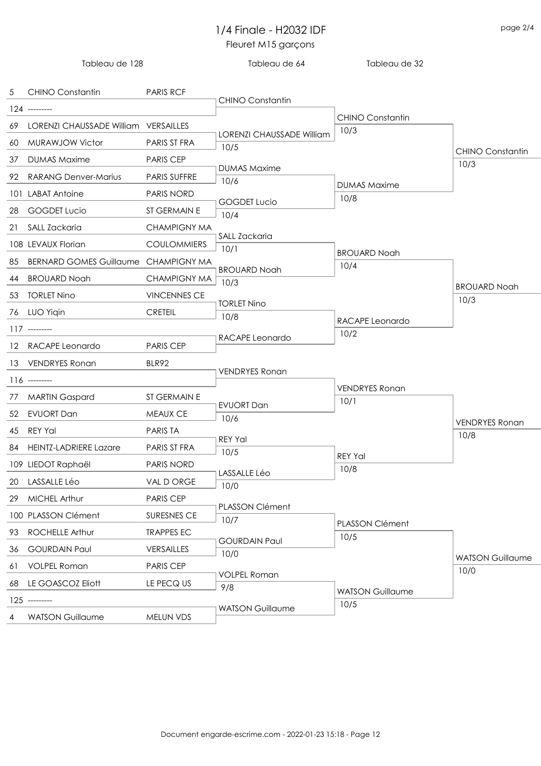# 1/4 Finale - H2032 IDF

Fleuret M15 garçons

| Tableau de 128 | | Tableau de 64 | Tableau de 32 | |
|---|---|---|---|---|
| 5 CHINO Constantin | PARIS RCF | CHINO Constantin | CHINO Constantin 10/3 | CHINO Constantin 10/3 |
| 124 --------- | | | | |
| 69 LORENZI CHAUSSADE William | VERSAILLES | LORENZI CHAUSSADE William 10/5 | | |
| 60 MURAWJOW Victor | PARIS ST FRA | | | |
| 37 DUMAS Maxime | PARIS CEP | DUMAS Maxime 10/6 | DUMAS Maxime 10/8 | |
| 92 RARANG Denver-Marius | PARIS SUFFRE | | | |
| 101 LABAT Antoine | PARIS NORD | GOGDET Lucio 10/4 | | |
| 28 GOGDET Lucio | ST GERMAIN E | | | |
| 21 SALL Zackaria | CHAMPIGNY MA | SALL Zackaria 10/1 | BROUARD Noah 10/4 | BROUARD Noah 10/3 |
| 108 LEVAUX Florian | COULOMMIERS | | | |
| 85 BERNARD GOMES Guillaume | CHAMPIGNY MA | BROUARD Noah 10/3 | | |
| 44 BROUARD Noah | CHAMPIGNY MA | | | |
| 53 TORLET Nino | VINCENNES CE | TORLET Nino 10/8 | RACAPE Leonardo 10/2 | |
| 76 LUO Yiqin | CRETEIL | | | |
| 117 --------- | | RACAPE Leonardo | | |
| 12 RACAPE Leonardo | PARIS CEP | | | |
| 13 VENDRYES Ronan | BLR92 | VENDRYES Ronan | VENDRYES Ronan 10/1 | VENDRYES Ronan 10/8 |
| 116 --------- | | | | |
| 77 MARTIN Gaspard | ST GERMAIN E | EVUORT Dan 10/6 | | |
| 52 EVUORT Dan | MEAUX CE | | | |
| 45 REY Yal | PARIS TA | REY Yal 10/5 | REY Yal 10/8 | |
| 84 HEINTZ-LADRIERE Lazare | PARIS ST FRA | | | |
| 109 LIEDOT Raphaël | PARIS NORD | LASSALLE Léo 10/0 | | |
| 20 LASSALLE Léo | VAL D ORGE | | | |
| 29 MICHEL Arthur | PARIS CEP | PLASSON Clément 10/7 | PLASSON Clément 10/5 | WATSON Guillaume 10/0 |
| 100 PLASSON Clément | SURESNES CE | | | |
| 93 ROCHELLE Arthur | TRAPPES EC | GOURDAIN Paul 10/0 | | |
| 36 GOURDAIN Paul | VERSAILLES | | | |
| 61 VOLPEL Roman | PARIS CEP | VOLPEL Roman 9/8 | WATSON Guillaume 10/5 | |
| 68 LE GOASCOZ Eliott | LE PECQ US | | | |
| 125 --------- | | WATSON Guillaume | | |
| 4 WATSON Guillaume | MELUN VDS | | | |

Document engarde-escrime.com - 2022-01-23 15:18 - Page 12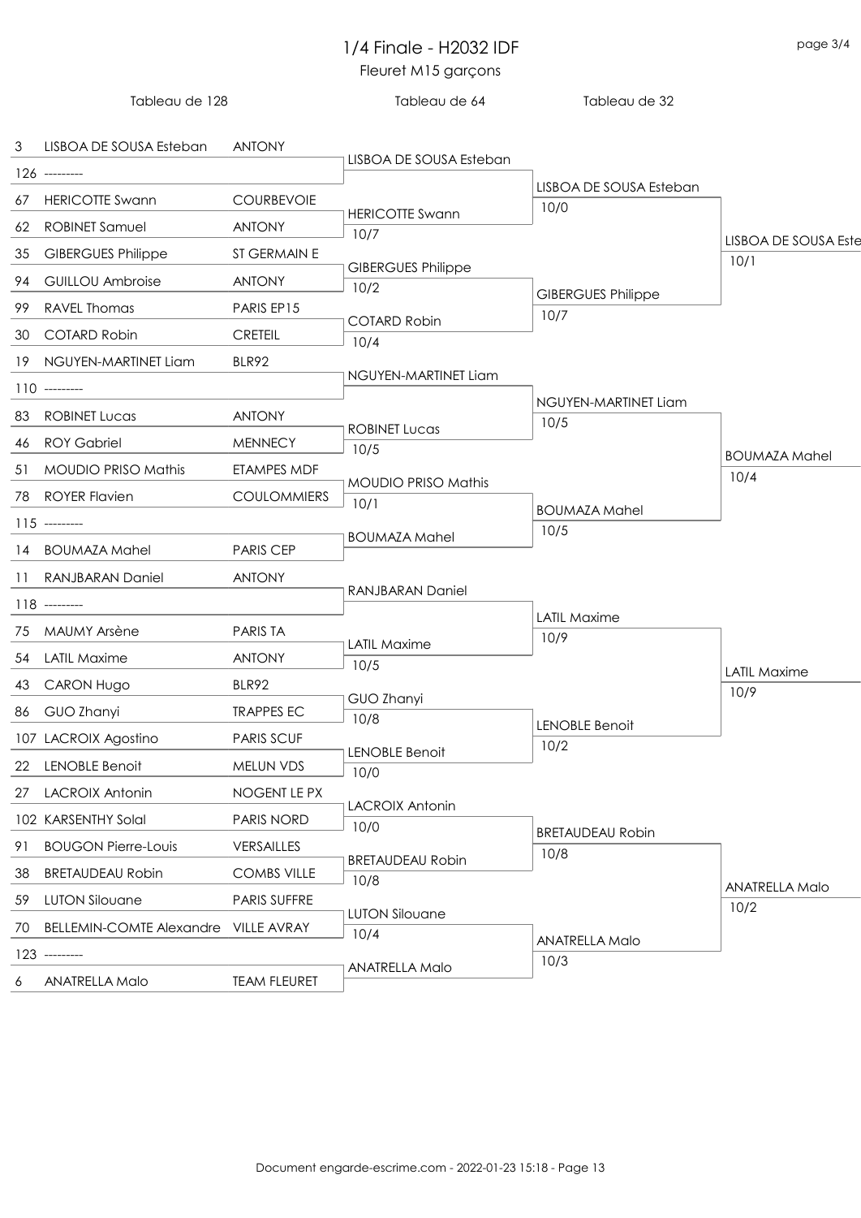# 1/4 Finale - H2032 IDF

Fleuret M15 garçons

### Tableau de 128

| Seed | Name | Club |
|---|---|---|
| 3 | LISBOA DE SOUSA Esteban | ANTONY |
| 126 | --------- | |
| 67 | HERICOTTE Swann | COURBEVOIE |
| 62 | ROBINET Samuel | ANTONY |
| 35 | GIBERGUES Philippe | ST GERMAIN E |
| 94 | GUILLOU Ambroise | ANTONY |
| 99 | RAVEL Thomas | PARIS EP15 |
| 30 | COTARD Robin | CRETEIL |
| 19 | NGUYEN-MARTINET Liam | BLR92 |
| 110 | --------- | |
| 83 | ROBINET Lucas | ANTONY |
| 46 | ROY Gabriel | MENNECY |
| 51 | MOUDIO PRISO Mathis | ETAMPES MDF |
| 78 | ROYER Flavien | COULOMMIERS |
| 115 | --------- | |
| 14 | BOUMAZA Mahel | PARIS CEP |
| 11 | RANJBARAN Daniel | ANTONY |
| 118 | --------- | |
| 75 | MAUMY Arsène | PARIS TA |
| 54 | LATIL Maxime | ANTONY |
| 43 | CARON Hugo | BLR92 |
| 86 | GUO Zhanyi | TRAPPES EC |
| 107 | LACROIX Agostino | PARIS SCUF |
| 22 | LENOBLE Benoit | MELUN VDS |
| 27 | LACROIX Antonin | NOGENT LE PX |
| 102 | KARSENTHY Solal | PARIS NORD |
| 91 | BOUGON Pierre-Louis | VERSAILLES |
| 38 | BRETAUDEAU Robin | COMBS VILLE |
| 59 | LUTON Silouane | PARIS SUFFRE |
| 70 | BELLEMIN-COMTE Alexandre | VILLE AVRAY |
| 123 | --------- | |
| 6 | ANATRELLA Malo | TEAM FLEURET |

### Tableau de 64

| Winner | Score |
|---|---|
| LISBOA DE SOUSA Esteban | |
| HERICOTTE Swann | 10/7 |
| GIBERGUES Philippe | 10/2 |
| COTARD Robin | 10/4 |
| NGUYEN-MARTINET Liam | |
| ROBINET Lucas | 10/5 |
| MOUDIO PRISO Mathis | 10/1 |
| BOUMAZA Mahel | |
| RANJBARAN Daniel | |
| LATIL Maxime | 10/5 |
| GUO Zhanyi | 10/8 |
| LENOBLE Benoit | 10/0 |
| LACROIX Antonin | 10/0 |
| BRETAUDEAU Robin | 10/8 |
| LUTON Silouane | 10/4 |
| ANATRELLA Malo | |

### Tableau de 32

| Winner | Score |
|---|---|
| LISBOA DE SOUSA Esteban | 10/0 |
| GIBERGUES Philippe | 10/7 |
| NGUYEN-MARTINET Liam | 10/5 |
| BOUMAZA Mahel | 10/5 |
| LATIL Maxime | 10/9 |
| LENOBLE Benoit | 10/2 |
| BRETAUDEAU Robin | 10/8 |
| ANATRELLA Malo | 10/3 |

### Tableau de 16

| Winner | Score |
|---|---|
| LISBOA DE SOUSA Este | 10/1 |
| BOUMAZA Mahel | 10/4 |
| LATIL Maxime | 10/9 |
| ANATRELLA Malo | 10/2 |

Document engarde-escrime.com - 2022-01-23 15:18 - Page 13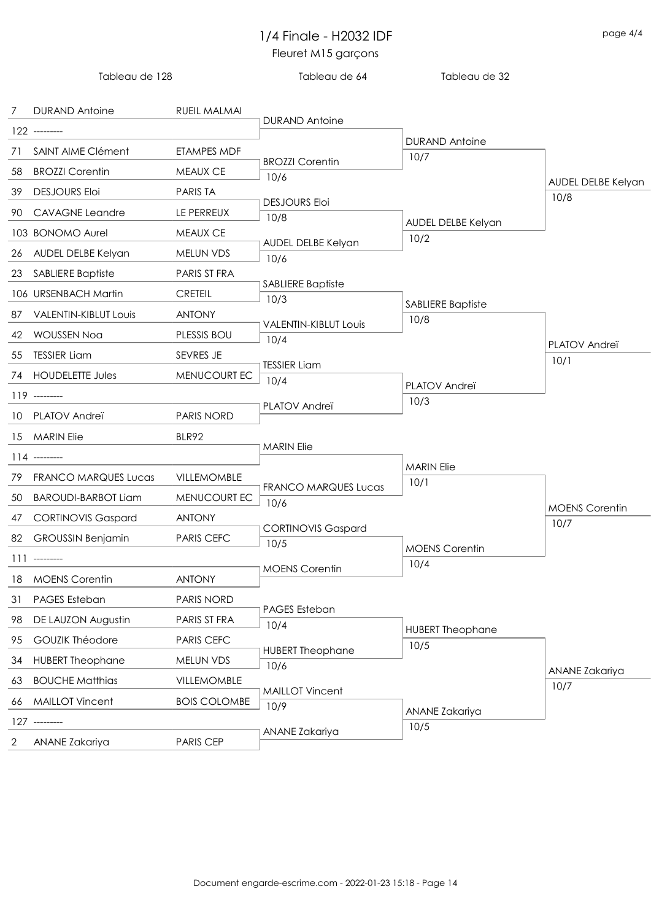# 1/4 Finale - H2032 IDF

Fleuret M15 garçons

| Tableau de 128 | | | Tableau de 64 | Tableau de 32 | |
|---|---|---|---|---|---|
| 7 | DURAND Antoine | RUEIL MALMAI | DURAND Antoine | DURAND Antoine 10/7 | AUDEL DELBE Kelyan 10/8 |
| 122 | --------- | | | | |
| 71 | SAINT AIME Clément | ETAMPES MDF | BROZZI Corentin 10/6 | | |
| 58 | BROZZI Corentin | MEAUX CE | | | |
| 39 | DESJOURS Eloi | PARIS TA | DESJOURS Eloi 10/8 | AUDEL DELBE Kelyan 10/2 | |
| 90 | CAVAGNE Leandre | LE PERREUX | | | |
| 103 | BONOMO Aurel | MEAUX CE | AUDEL DELBE Kelyan 10/6 | | |
| 26 | AUDEL DELBE Kelyan | MELUN VDS | | | |
| 23 | SABLIERE Baptiste | PARIS ST FRA | SABLIERE Baptiste 10/3 | SABLIERE Baptiste 10/8 | PLATOV Andreï 10/1 |
| 106 | URSENBACH Martin | CRETEIL | | | |
| 87 | VALENTIN-KIBLUT Louis | ANTONY | VALENTIN-KIBLUT Louis 10/4 | | |
| 42 | WOUSSEN Noa | PLESSIS BOU | | | |
| 55 | TESSIER Liam | SEVRES JE | TESSIER Liam 10/4 | PLATOV Andreï 10/3 | |
| 74 | HOUDELETTE Jules | MENUCOURT EC | | | |
| 119 | --------- | | PLATOV Andreï | | |
| 10 | PLATOV Andreï | PARIS NORD | | | |
| 15 | MARIN Elie | BLR92 | MARIN Elie | MARIN Elie 10/1 | MOENS Corentin 10/7 |
| 114 | --------- | | | | |
| 79 | FRANCO MARQUES Lucas | VILLEMOMBLE | FRANCO MARQUES Lucas 10/6 | | |
| 50 | BAROUDI-BARBOT Liam | MENUCOURT EC | | | |
| 47 | CORTINOVIS Gaspard | ANTONY | CORTINOVIS Gaspard 10/5 | MOENS Corentin 10/4 | |
| 82 | GROUSSIN Benjamin | PARIS CEFC | | | |
| 111 | --------- | | MOENS Corentin | | |
| 18 | MOENS Corentin | ANTONY | | | |
| 31 | PAGES Esteban | PARIS NORD | PAGES Esteban 10/4 | HUBERT Theophane 10/5 | ANANE Zakariya 10/7 |
| 98 | DE LAUZON Augustin | PARIS ST FRA | | | |
| 95 | GOUZIK Théodore | PARIS CEFC | HUBERT Theophane 10/6 | | |
| 34 | HUBERT Theophane | MELUN VDS | | | |
| 63 | BOUCHE Matthias | VILLEMOMBLE | MAILLOT Vincent 10/9 | ANANE Zakariya 10/5 | |
| 66 | MAILLOT Vincent | BOIS COLOMBE | | | |
| 127 | --------- | | ANANE Zakariya | | |
| 2 | ANANE Zakariya | PARIS CEP | | | |

Document engarde-escrime.com - 2022-01-23 15:18 - Page 14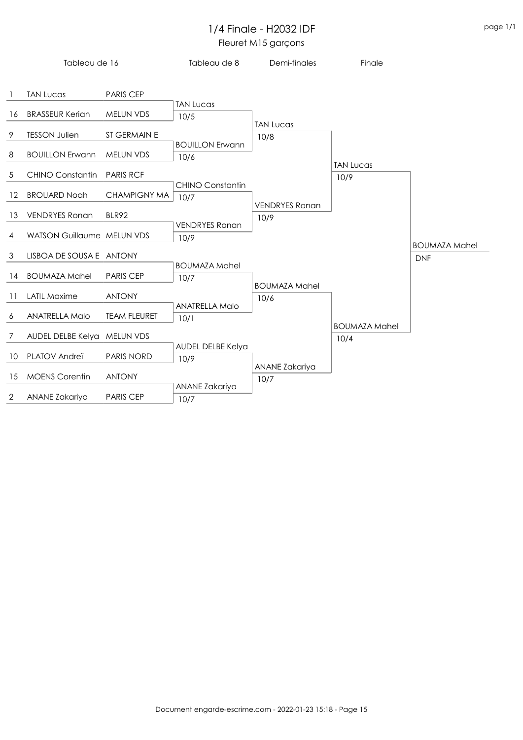# 1/4 Finale - H2032 IDF

## Fleuret M15 garçons

### Tableau de 16

| Rang | Nom | Club |
| --- | --- | --- |
| 1 | TAN Lucas | PARIS CEP |
| 16 | BRASSEUR Kerian | MELUN VDS |
| 9 | TESSON Julien | ST GERMAIN E |
| 8 | BOUILLON Erwann | MELUN VDS |
| 5 | CHINO Constantin | PARIS RCF |
| 12 | BROUARD Noah | CHAMPIGNY MA |
| 13 | VENDRYES Ronan | BLR92 |
| 4 | WATSON Guillaume | MELUN VDS |
| 3 | LISBOA DE SOUSA E | ANTONY |
| 14 | BOUMAZA Mahel | PARIS CEP |
| 11 | LATIL Maxime | ANTONY |
| 6 | ANATRELLA Malo | TEAM FLEURET |
| 7 | AUDEL DELBE Kelya | MELUN VDS |
| 10 | PLATOV Andreï | PARIS NORD |
| 15 | MOENS Corentin | ANTONY |
| 2 | ANANE Zakariya | PARIS CEP |

### Tableau de 8

| Vainqueur | Score |
| --- | --- |
| TAN Lucas | 10/5 |
| BOUILLON Erwann | 10/6 |
| CHINO Constantin | 10/7 |
| VENDRYES Ronan | 10/9 |
| BOUMAZA Mahel | 10/7 |
| ANATRELLA Malo | 10/1 |
| AUDEL DELBE Kelya | 10/9 |
| ANANE Zakariya | 10/7 |

### Demi-finales

| Vainqueur | Score |
| --- | --- |
| TAN Lucas | 10/8 |
| VENDRYES Ronan | 10/9 |
| BOUMAZA Mahel | 10/6 |
| ANANE Zakariya | 10/7 |

### Finale

| Vainqueur | Score |
| --- | --- |
| TAN Lucas | 10/9 |
| BOUMAZA Mahel | 10/4 |

### Vainqueur

| Vainqueur | Score |
| --- | --- |
| BOUMAZA Mahel | DNF |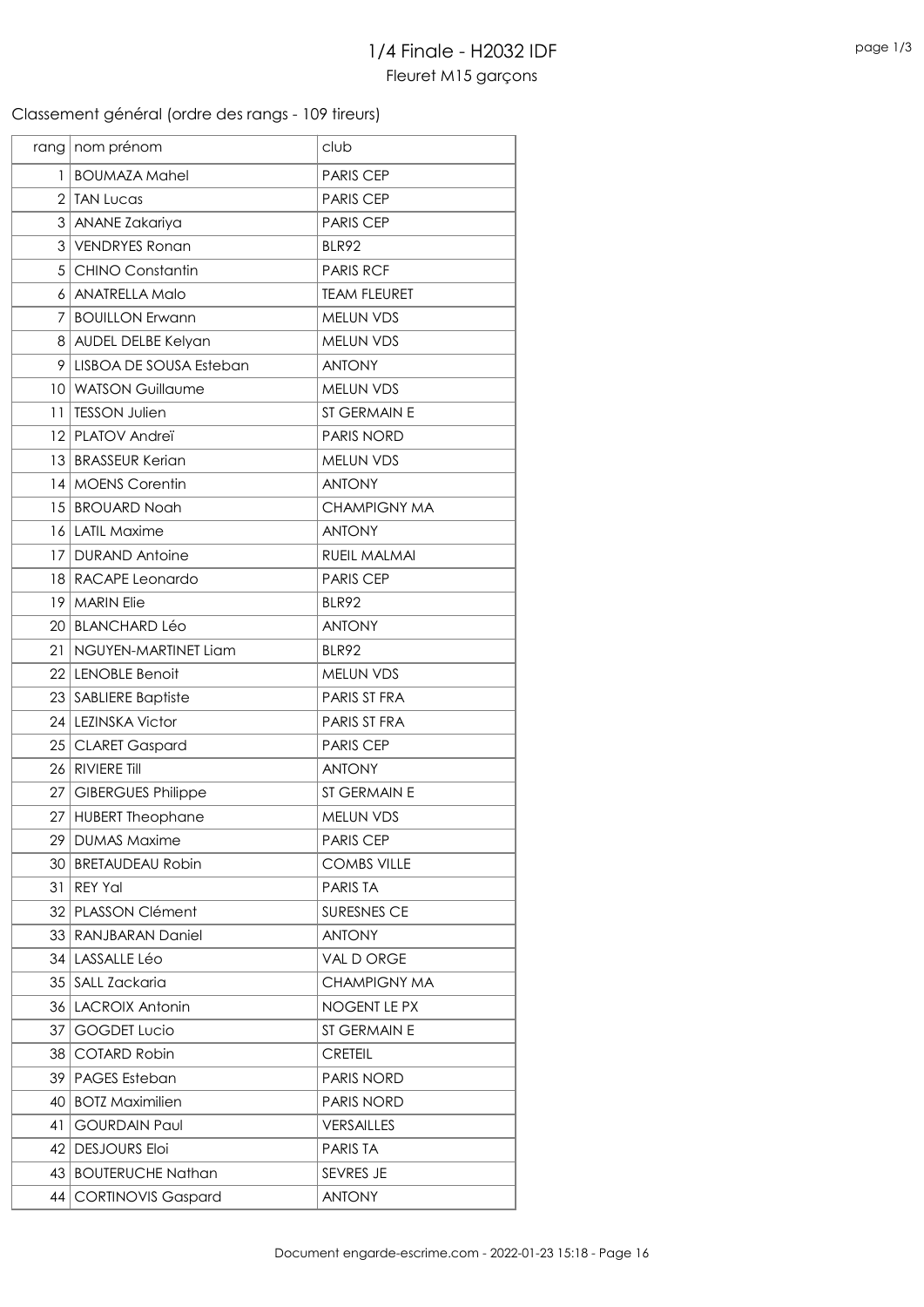# 1/4 Finale - H2032 IDF

Fleuret M15 garçons

Classement général (ordre des rangs - 109 tireurs)

| rang | nom prénom | club |
|---|---|---|
| 1 | BOUMAZA Mahel | PARIS CEP |
| 2 | TAN Lucas | PARIS CEP |
| 3 | ANANE Zakariya | PARIS CEP |
| 3 | VENDRYES Ronan | BLR92 |
| 5 | CHINO Constantin | PARIS RCF |
| 6 | ANATRELLA Malo | TEAM FLEURET |
| 7 | BOUILLON Erwann | MELUN VDS |
| 8 | AUDEL DELBE Kelyan | MELUN VDS |
| 9 | LISBOA DE SOUSA Esteban | ANTONY |
| 10 | WATSON Guillaume | MELUN VDS |
| 11 | TESSON Julien | ST GERMAIN E |
| 12 | PLATOV Andreï | PARIS NORD |
| 13 | BRASSEUR Kerian | MELUN VDS |
| 14 | MOENS Corentin | ANTONY |
| 15 | BROUARD Noah | CHAMPIGNY MA |
| 16 | LATIL Maxime | ANTONY |
| 17 | DURAND Antoine | RUEIL MALMAI |
| 18 | RACAPE Leonardo | PARIS CEP |
| 19 | MARIN Elie | BLR92 |
| 20 | BLANCHARD Léo | ANTONY |
| 21 | NGUYEN-MARTINET Liam | BLR92 |
| 22 | LENOBLE Benoit | MELUN VDS |
| 23 | SABLIERE Baptiste | PARIS ST FRA |
| 24 | LEZINSKA Victor | PARIS ST FRA |
| 25 | CLARET Gaspard | PARIS CEP |
| 26 | RIVIERE Till | ANTONY |
| 27 | GIBERGUES Philippe | ST GERMAIN E |
| 27 | HUBERT Theophane | MELUN VDS |
| 29 | DUMAS Maxime | PARIS CEP |
| 30 | BRETAUDEAU Robin | COMBS VILLE |
| 31 | REY Yal | PARIS TA |
| 32 | PLASSON Clément | SURESNES CE |
| 33 | RANJBARAN Daniel | ANTONY |
| 34 | LASSALLE Léo | VAL D ORGE |
| 35 | SALL Zackaria | CHAMPIGNY MA |
| 36 | LACROIX Antonin | NOGENT LE PX |
| 37 | GOGDET Lucio | ST GERMAIN E |
| 38 | COTARD Robin | CRETEIL |
| 39 | PAGES Esteban | PARIS NORD |
| 40 | BOTZ Maximilien | PARIS NORD |
| 41 | GOURDAIN Paul | VERSAILLES |
| 42 | DESJOURS Eloi | PARIS TA |
| 43 | BOUTERUCHE Nathan | SEVRES JE |
| 44 | CORTINOVIS Gaspard | ANTONY |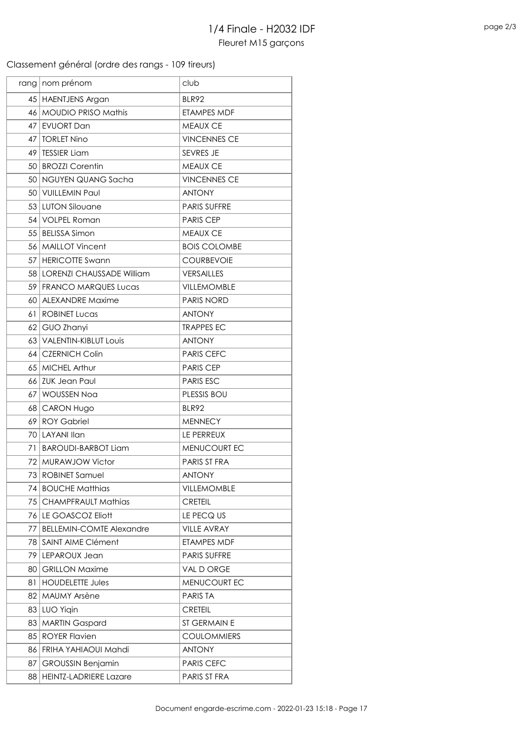# 1/4 Finale - H2032 IDF

Fleuret M15 garçons

## Classement général (ordre des rangs - 109 tireurs)

| rang | nom prénom | club |
|---|---|---|
| 45 | HAENTJENS Argan | BLR92 |
| 46 | MOUDIO PRISO Mathis | ETAMPES MDF |
| 47 | EVUORT Dan | MEAUX CE |
| 47 | TORLET Nino | VINCENNES CE |
| 49 | TESSIER Liam | SEVRES JE |
| 50 | BROZZI Corentin | MEAUX CE |
| 50 | NGUYEN QUANG Sacha | VINCENNES CE |
| 50 | VUILLEMIN Paul | ANTONY |
| 53 | LUTON Silouane | PARIS SUFFRE |
| 54 | VOLPEL Roman | PARIS CEP |
| 55 | BELISSA Simon | MEAUX CE |
| 56 | MAILLOT Vincent | BOIS COLOMBE |
| 57 | HERICOTTE Swann | COURBEVOIE |
| 58 | LORENZI CHAUSSADE William | VERSAILLES |
| 59 | FRANCO MARQUES Lucas | VILLEMOMBLE |
| 60 | ALEXANDRE Maxime | PARIS NORD |
| 61 | ROBINET Lucas | ANTONY |
| 62 | GUO Zhanyi | TRAPPES EC |
| 63 | VALENTIN-KIBLUT Louis | ANTONY |
| 64 | CZERNICH Colin | PARIS CEFC |
| 65 | MICHEL Arthur | PARIS CEP |
| 66 | ZUK Jean Paul | PARIS ESC |
| 67 | WOUSSEN Noa | PLESSIS BOU |
| 68 | CARON Hugo | BLR92 |
| 69 | ROY Gabriel | MENNECY |
| 70 | LAYANI Ilan | LE PERREUX |
| 71 | BAROUDI-BARBOT Liam | MENUCOURT EC |
| 72 | MURAWJOW Victor | PARIS ST FRA |
| 73 | ROBINET Samuel | ANTONY |
| 74 | BOUCHE Matthias | VILLEMOMBLE |
| 75 | CHAMPFRAULT Mathias | CRETEIL |
| 76 | LE GOASCOZ Eliott | LE PECQ US |
| 77 | BELLEMIN-COMTE Alexandre | VILLE AVRAY |
| 78 | SAINT AIME Clément | ETAMPES MDF |
| 79 | LEPAROUX Jean | PARIS SUFFRE |
| 80 | GRILLON Maxime | VAL D ORGE |
| 81 | HOUDELETTE Jules | MENUCOURT EC |
| 82 | MAUMY Arsène | PARIS TA |
| 83 | LUO Yiqin | CRETEIL |
| 83 | MARTIN Gaspard | ST GERMAIN E |
| 85 | ROYER Flavien | COULOMMIERS |
| 86 | FRIHA YAHIAOUI Mahdi | ANTONY |
| 87 | GROUSSIN Benjamin | PARIS CEFC |
| 88 | HEINTZ-LADRIERE Lazare | PARIS ST FRA |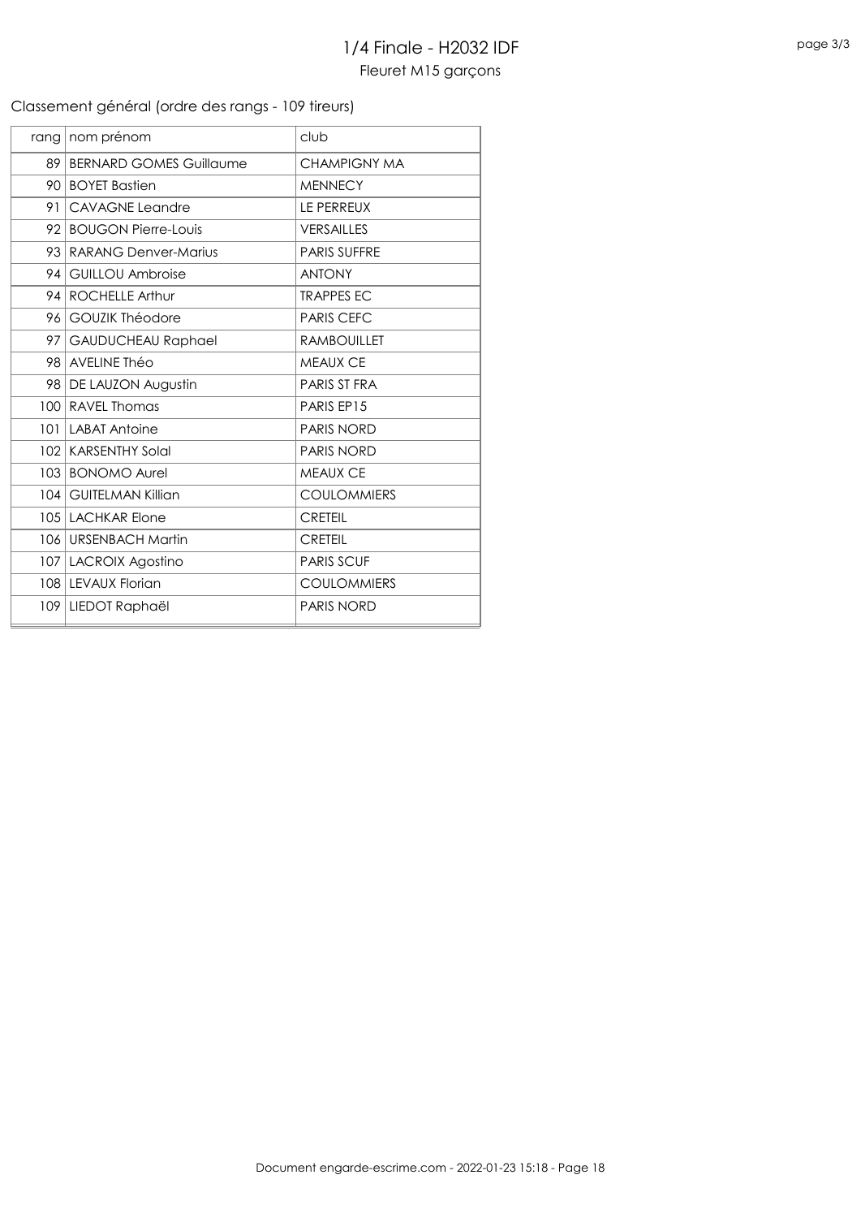# 1/4 Finale - H2032 IDF

Fleuret M15 garçons

Classement général (ordre des rangs - 109 tireurs)

| rang | nom prénom | club |
|---|---|---|
| 89 | BERNARD GOMES Guillaume | CHAMPIGNY MA |
| 90 | BOYET Bastien | MENNECY |
| 91 | CAVAGNE Leandre | LE PERREUX |
| 92 | BOUGON Pierre-Louis | VERSAILLES |
| 93 | RARANG Denver-Marius | PARIS SUFFRE |
| 94 | GUILLOU Ambroise | ANTONY |
| 94 | ROCHELLE Arthur | TRAPPES EC |
| 96 | GOUZIK Théodore | PARIS CEFC |
| 97 | GAUDUCHEAU Raphael | RAMBOUILLET |
| 98 | AVELINE Théo | MEAUX CE |
| 98 | DE LAUZON Augustin | PARIS ST FRA |
| 100 | RAVEL Thomas | PARIS EP15 |
| 101 | LABAT Antoine | PARIS NORD |
| 102 | KARSENTHY Solal | PARIS NORD |
| 103 | BONOMO Aurel | MEAUX CE |
| 104 | GUITELMAN Killian | COULOMMIERS |
| 105 | LACHKAR Elone | CRETEIL |
| 106 | URSENBACH Martin | CRETEIL |
| 107 | LACROIX Agostino | PARIS SCUF |
| 108 | LEVAUX Florian | COULOMMIERS |
| 109 | LIEDOT Raphaël | PARIS NORD |

Document engarde-escrime.com - 2022-01-23 15:18 - Page 18